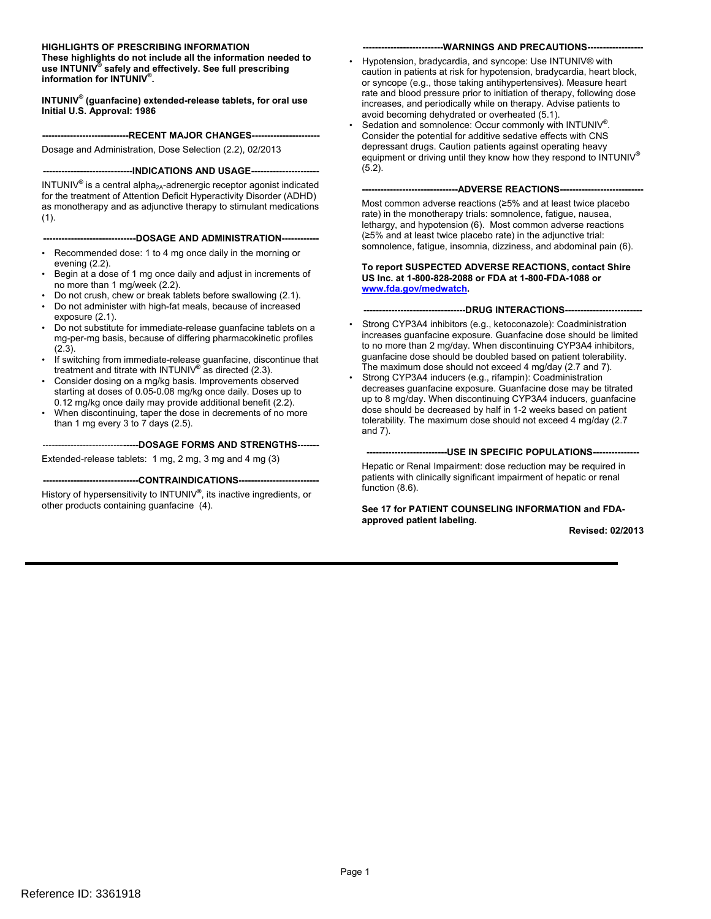**HIGHLIGHTS OF PRESCRIBING INFORMATION**
**These highlights do not include all the information needed to use INTUNIV® safely and effectively. See full prescribing information for INTUNIV®.**

**INTUNIV® (guanfacine) extended-release tablets, for oral use**
**Initial U.S. Approval: 1986**

## RECENT MAJOR CHANGES

Dosage and Administration, Dose Selection (2.2), 02/2013

## INDICATIONS AND USAGE

INTUNIV® is a central alpha$_{2A}$-adrenergic receptor agonist indicated for the treatment of Attention Deficit Hyperactivity Disorder (ADHD) as monotherapy and as adjunctive therapy to stimulant medications (1).

## DOSAGE AND ADMINISTRATION

- Recommended dose: 1 to 4 mg once daily in the morning or evening (2.2).
- Begin at a dose of 1 mg once daily and adjust in increments of no more than 1 mg/week (2.2).
- Do not crush, chew or break tablets before swallowing (2.1).
- Do not administer with high-fat meals, because of increased exposure (2.1).
- Do not substitute for immediate-release guanfacine tablets on a mg-per-mg basis, because of differing pharmacokinetic profiles (2.3).
- If switching from immediate-release guanfacine, discontinue that treatment and titrate with INTUNIV® as directed (2.3).
- Consider dosing on a mg/kg basis. Improvements observed starting at doses of 0.05-0.08 mg/kg once daily. Doses up to 0.12 mg/kg once daily may provide additional benefit (2.2).
- When discontinuing, taper the dose in decrements of no more than 1 mg every 3 to 7 days (2.5).

## DOSAGE FORMS AND STRENGTHS

Extended-release tablets: 1 mg, 2 mg, 3 mg and 4 mg (3)

## CONTRAINDICATIONS

History of hypersensitivity to INTUNIV®, its inactive ingredients, or other products containing guanfacine (4).

## WARNINGS AND PRECAUTIONS

- Hypotension, bradycardia, and syncope: Use INTUNIV® with caution in patients at risk for hypotension, bradycardia, heart block, or syncope (e.g., those taking antihypertensives). Measure heart rate and blood pressure prior to initiation of therapy, following dose increases, and periodically while on therapy. Advise patients to avoid becoming dehydrated or overheated (5.1).
- Sedation and somnolence: Occur commonly with INTUNIV®. Consider the potential for additive sedative effects with CNS depressant drugs. Caution patients against operating heavy equipment or driving until they know how they respond to INTUNIV® (5.2).

## ADVERSE REACTIONS

Most common adverse reactions (≥5% and at least twice placebo rate) in the monotherapy trials: somnolence, fatigue, nausea, lethargy, and hypotension (6). Most common adverse reactions (≥5% and at least twice placebo rate) in the adjunctive trial: somnolence, fatigue, insomnia, dizziness, and abdominal pain (6).

**To report SUSPECTED ADVERSE REACTIONS, contact Shire US Inc. at 1-800-828-2088 or FDA at 1-800-FDA-1088 or www.fda.gov/medwatch.**

## DRUG INTERACTIONS

- Strong CYP3A4 inhibitors (e.g., ketoconazole): Coadministration increases guanfacine exposure. Guanfacine dose should be limited to no more than 2 mg/day. When discontinuing CYP3A4 inhibitors, guanfacine dose should be doubled based on patient tolerability. The maximum dose should not exceed 4 mg/day (2.7 and 7).
- Strong CYP3A4 inducers (e.g., rifampin): Coadministration decreases guanfacine exposure. Guanfacine dose may be titrated up to 8 mg/day. When discontinuing CYP3A4 inducers, guanfacine dose should be decreased by half in 1-2 weeks based on patient tolerability. The maximum dose should not exceed 4 mg/day (2.7 and 7).

## USE IN SPECIFIC POPULATIONS

Hepatic or Renal Impairment: dose reduction may be required in patients with clinically significant impairment of hepatic or renal function (8.6).

**See 17 for PATIENT COUNSELING INFORMATION and FDA-approved patient labeling.**

**Revised: 02/2013**

Reference ID: 3361918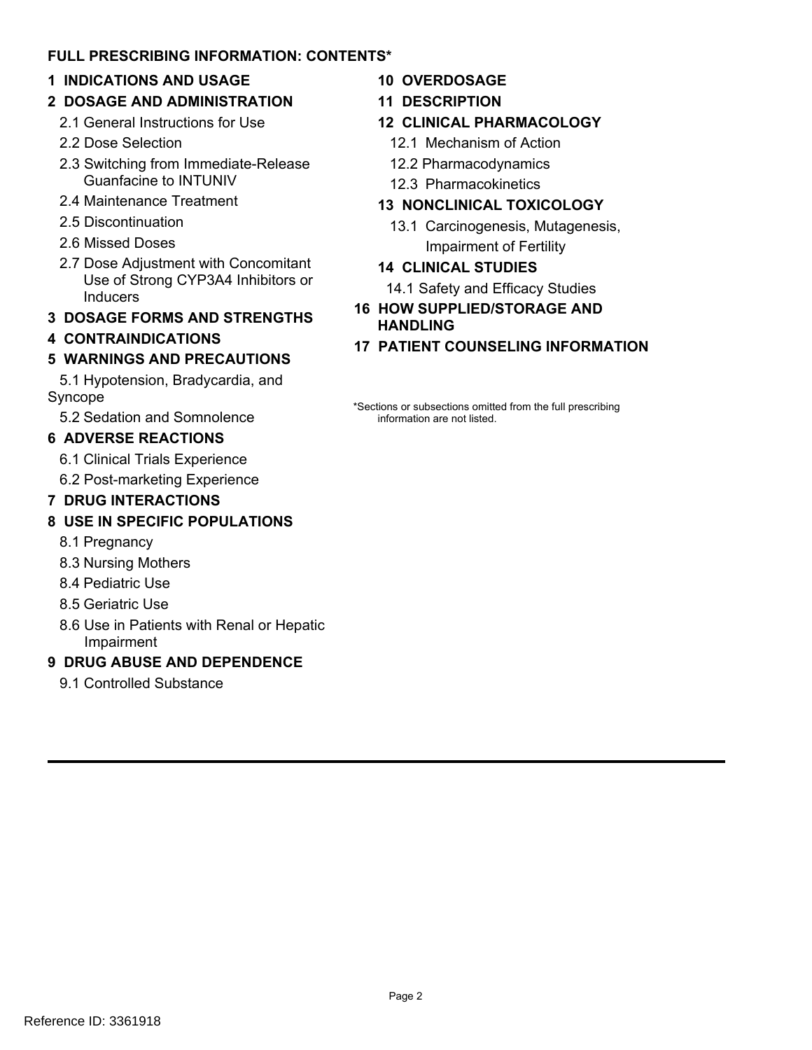## FULL PRESCRIBING INFORMATION: CONTENTS*

**1 INDICATIONS AND USAGE**

**2 DOSAGE AND ADMINISTRATION**

- 2.1 General Instructions for Use
- 2.2 Dose Selection
- 2.3 Switching from Immediate-Release Guanfacine to INTUNIV
- 2.4 Maintenance Treatment
- 2.5 Discontinuation
- 2.6 Missed Doses
- 2.7 Dose Adjustment with Concomitant Use of Strong CYP3A4 Inhibitors or Inducers

**3 DOSAGE FORMS AND STRENGTHS**

**4 CONTRAINDICATIONS**

**5 WARNINGS AND PRECAUTIONS**

- 5.1 Hypotension, Bradycardia, and Syncope
- 5.2 Sedation and Somnolence

**6 ADVERSE REACTIONS**

- 6.1 Clinical Trials Experience
- 6.2 Post-marketing Experience

**7 DRUG INTERACTIONS**

**8 USE IN SPECIFIC POPULATIONS**

- 8.1 Pregnancy
- 8.3 Nursing Mothers
- 8.4 Pediatric Use
- 8.5 Geriatric Use
- 8.6 Use in Patients with Renal or Hepatic Impairment

**9 DRUG ABUSE AND DEPENDENCE**

- 9.1 Controlled Substance

**10 OVERDOSAGE**

**11 DESCRIPTION**

**12 CLINICAL PHARMACOLOGY**

- 12.1 Mechanism of Action
- 12.2 Pharmacodynamics
- 12.3 Pharmacokinetics

**13 NONCLINICAL TOXICOLOGY**

- 13.1 Carcinogenesis, Mutagenesis, Impairment of Fertility

**14 CLINICAL STUDIES**

- 14.1 Safety and Efficacy Studies

**16 HOW SUPPLIED/STORAGE AND HANDLING**

**17 PATIENT COUNSELING INFORMATION**

*Sections or subsections omitted from the full prescribing information are not listed.

Reference ID: 3361918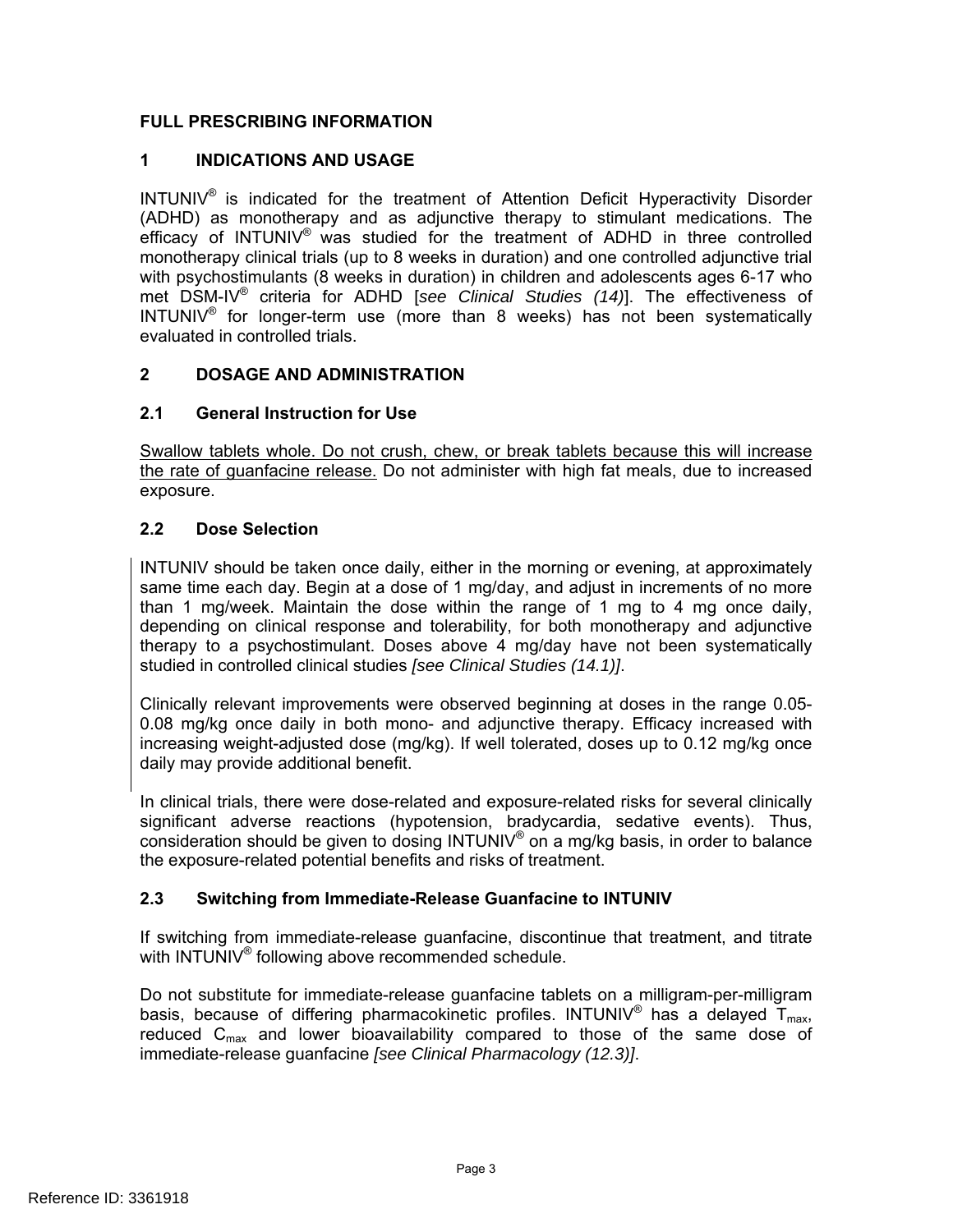# FULL PRESCRIBING INFORMATION

## 1 INDICATIONS AND USAGE

INTUNIV® is indicated for the treatment of Attention Deficit Hyperactivity Disorder (ADHD) as monotherapy and as adjunctive therapy to stimulant medications. The efficacy of INTUNIV® was studied for the treatment of ADHD in three controlled monotherapy clinical trials (up to 8 weeks in duration) and one controlled adjunctive trial with psychostimulants (8 weeks in duration) in children and adolescents ages 6-17 who met DSM-IV® criteria for ADHD [*see Clinical Studies (14)*]. The effectiveness of INTUNIV® for longer-term use (more than 8 weeks) has not been systematically evaluated in controlled trials.

## 2 DOSAGE AND ADMINISTRATION

### 2.1 General Instruction for Use

Swallow tablets whole. Do not crush, chew, or break tablets because this will increase the rate of guanfacine release. Do not administer with high fat meals, due to increased exposure.

### 2.2 Dose Selection

INTUNIV should be taken once daily, either in the morning or evening, at approximately same time each day. Begin at a dose of 1 mg/day, and adjust in increments of no more than 1 mg/week. Maintain the dose within the range of 1 mg to 4 mg once daily, depending on clinical response and tolerability, for both monotherapy and adjunctive therapy to a psychostimulant. Doses above 4 mg/day have not been systematically studied in controlled clinical studies *[see Clinical Studies (14.1)]*.

Clinically relevant improvements were observed beginning at doses in the range 0.05-0.08 mg/kg once daily in both mono- and adjunctive therapy. Efficacy increased with increasing weight-adjusted dose (mg/kg). If well tolerated, doses up to 0.12 mg/kg once daily may provide additional benefit.

In clinical trials, there were dose-related and exposure-related risks for several clinically significant adverse reactions (hypotension, bradycardia, sedative events). Thus, consideration should be given to dosing INTUNIV® on a mg/kg basis, in order to balance the exposure-related potential benefits and risks of treatment.

### 2.3 Switching from Immediate-Release Guanfacine to INTUNIV

If switching from immediate-release guanfacine, discontinue that treatment, and titrate with INTUNIV® following above recommended schedule.

Do not substitute for immediate-release guanfacine tablets on a milligram-per-milligram basis, because of differing pharmacokinetic profiles. INTUNIV® has a delayed $T_{max}$, reduced $C_{max}$ and lower bioavailability compared to those of the same dose of immediate-release guanfacine *[see Clinical Pharmacology (12.3)]*.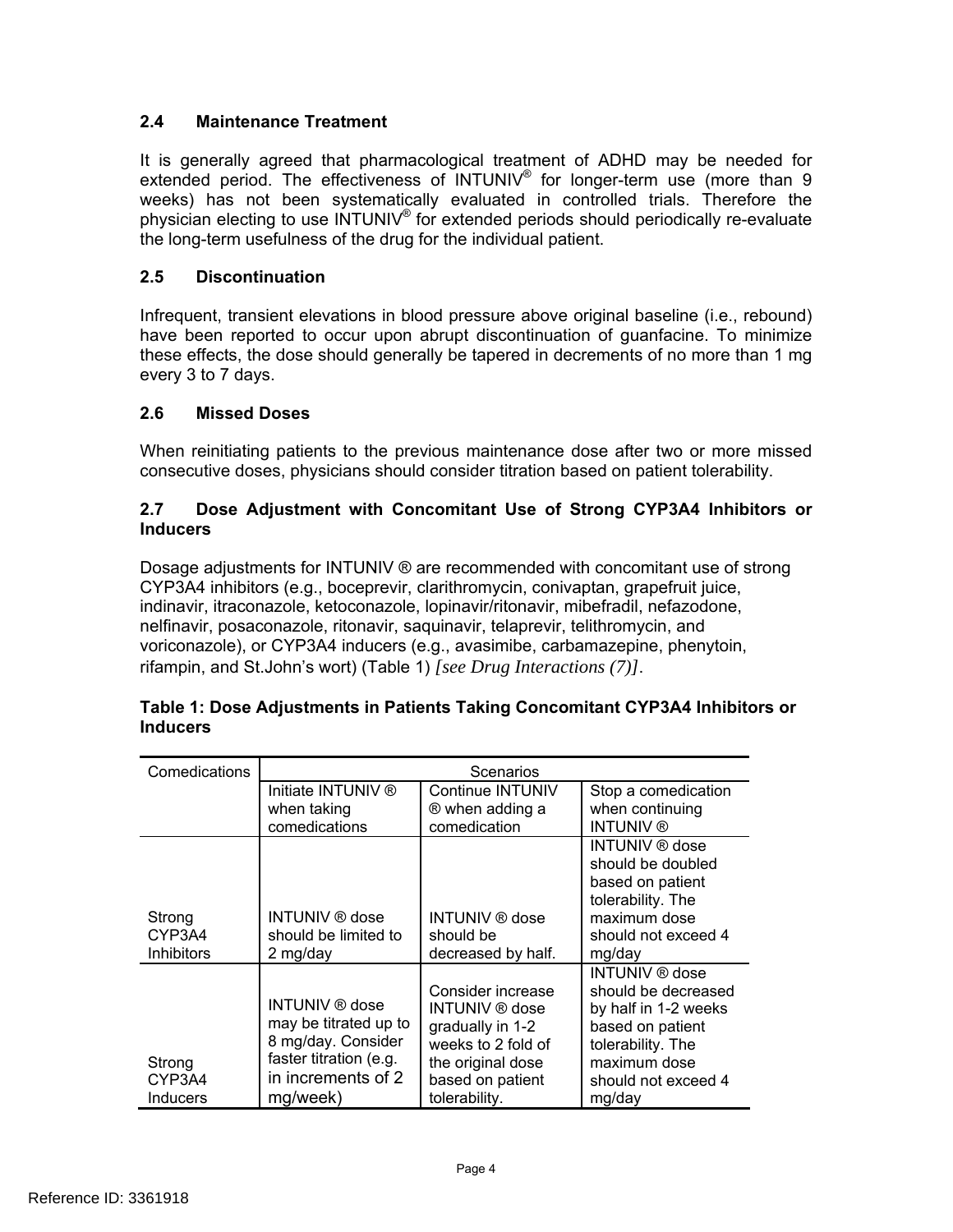### 2.4 Maintenance Treatment

It is generally agreed that pharmacological treatment of ADHD may be needed for extended period. The effectiveness of INTUNIV® for longer-term use (more than 9 weeks) has not been systematically evaluated in controlled trials. Therefore the physician electing to use INTUNIV® for extended periods should periodically re-evaluate the long-term usefulness of the drug for the individual patient.

### 2.5 Discontinuation

Infrequent, transient elevations in blood pressure above original baseline (i.e., rebound) have been reported to occur upon abrupt discontinuation of guanfacine. To minimize these effects, the dose should generally be tapered in decrements of no more than 1 mg every 3 to 7 days.

### 2.6 Missed Doses

When reinitiating patients to the previous maintenance dose after two or more missed consecutive doses, physicians should consider titration based on patient tolerability.

### 2.7 Dose Adjustment with Concomitant Use of Strong CYP3A4 Inhibitors or Inducers

Dosage adjustments for INTUNIV ® are recommended with concomitant use of strong CYP3A4 inhibitors (e.g., boceprevir, clarithromycin, conivaptan, grapefruit juice, indinavir, itraconazole, ketoconazole, lopinavir/ritonavir, mibefradil, nefazodone, nelfinavir, posaconazole, ritonavir, saquinavir, telaprevir, telithromycin, and voriconazole), or CYP3A4 inducers (e.g., avasimibe, carbamazepine, phenytoin, rifampin, and St.John's wort) (Table 1) *[see Drug Interactions (7)]*.

**Table 1: Dose Adjustments in Patients Taking Concomitant CYP3A4 Inhibitors or Inducers**

| Comedications | Scenarios | | |
|---|---|---|---|
| | Initiate INTUNIV ® when taking comedications | Continue INTUNIV ® when adding a comedication | Stop a comedication when continuing INTUNIV ® |
| Strong CYP3A4 Inhibitors | INTUNIV ® dose should be limited to 2 mg/day | INTUNIV ® dose should be decreased by half. | INTUNIV ® dose should be doubled based on patient tolerability. The maximum dose should not exceed 4 mg/day |
| Strong CYP3A4 Inducers | INTUNIV ® dose may be titrated up to 8 mg/day. Consider faster titration (e.g. in increments of 2 mg/week) | Consider increase INTUNIV ® dose gradually in 1-2 weeks to 2 fold of the original dose based on patient tolerability. | INTUNIV ® dose should be decreased by half in 1-2 weeks based on patient tolerability. The maximum dose should not exceed 4 mg/day |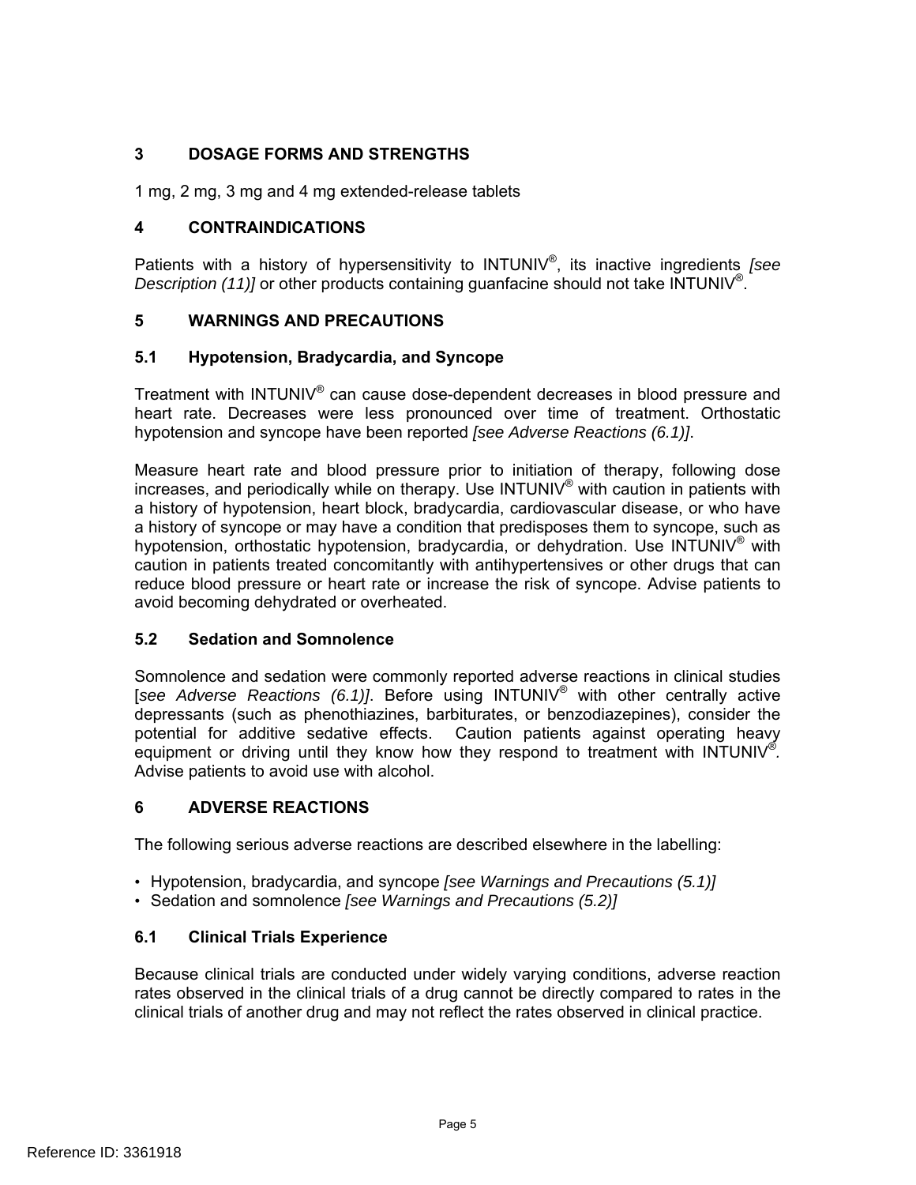## 3 DOSAGE FORMS AND STRENGTHS

1 mg, 2 mg, 3 mg and 4 mg extended-release tablets

## 4 CONTRAINDICATIONS

Patients with a history of hypersensitivity to INTUNIV®, its inactive ingredients *[see Description (11)]* or other products containing guanfacine should not take INTUNIV®.

## 5 WARNINGS AND PRECAUTIONS

### 5.1 Hypotension, Bradycardia, and Syncope

Treatment with INTUNIV® can cause dose-dependent decreases in blood pressure and heart rate. Decreases were less pronounced over time of treatment. Orthostatic hypotension and syncope have been reported *[see Adverse Reactions (6.1)]*.

Measure heart rate and blood pressure prior to initiation of therapy, following dose increases, and periodically while on therapy. Use INTUNIV® with caution in patients with a history of hypotension, heart block, bradycardia, cardiovascular disease, or who have a history of syncope or may have a condition that predisposes them to syncope, such as hypotension, orthostatic hypotension, bradycardia, or dehydration. Use INTUNIV® with caution in patients treated concomitantly with antihypertensives or other drugs that can reduce blood pressure or heart rate or increase the risk of syncope. Advise patients to avoid becoming dehydrated or overheated.

### 5.2 Sedation and Somnolence

Somnolence and sedation were commonly reported adverse reactions in clinical studies [*see Adverse Reactions (6.1)]*. Before using INTUNIV® with other centrally active depressants (such as phenothiazines, barbiturates, or benzodiazepines), consider the potential for additive sedative effects. Caution patients against operating heavy equipment or driving until they know how they respond to treatment with INTUNIV®. Advise patients to avoid use with alcohol.

## 6 ADVERSE REACTIONS

The following serious adverse reactions are described elsewhere in the labelling:

- Hypotension, bradycardia, and syncope *[see Warnings and Precautions (5.1)]*
- Sedation and somnolence *[see Warnings and Precautions (5.2)]*

### 6.1 Clinical Trials Experience

Because clinical trials are conducted under widely varying conditions, adverse reaction rates observed in the clinical trials of a drug cannot be directly compared to rates in the clinical trials of another drug and may not reflect the rates observed in clinical practice.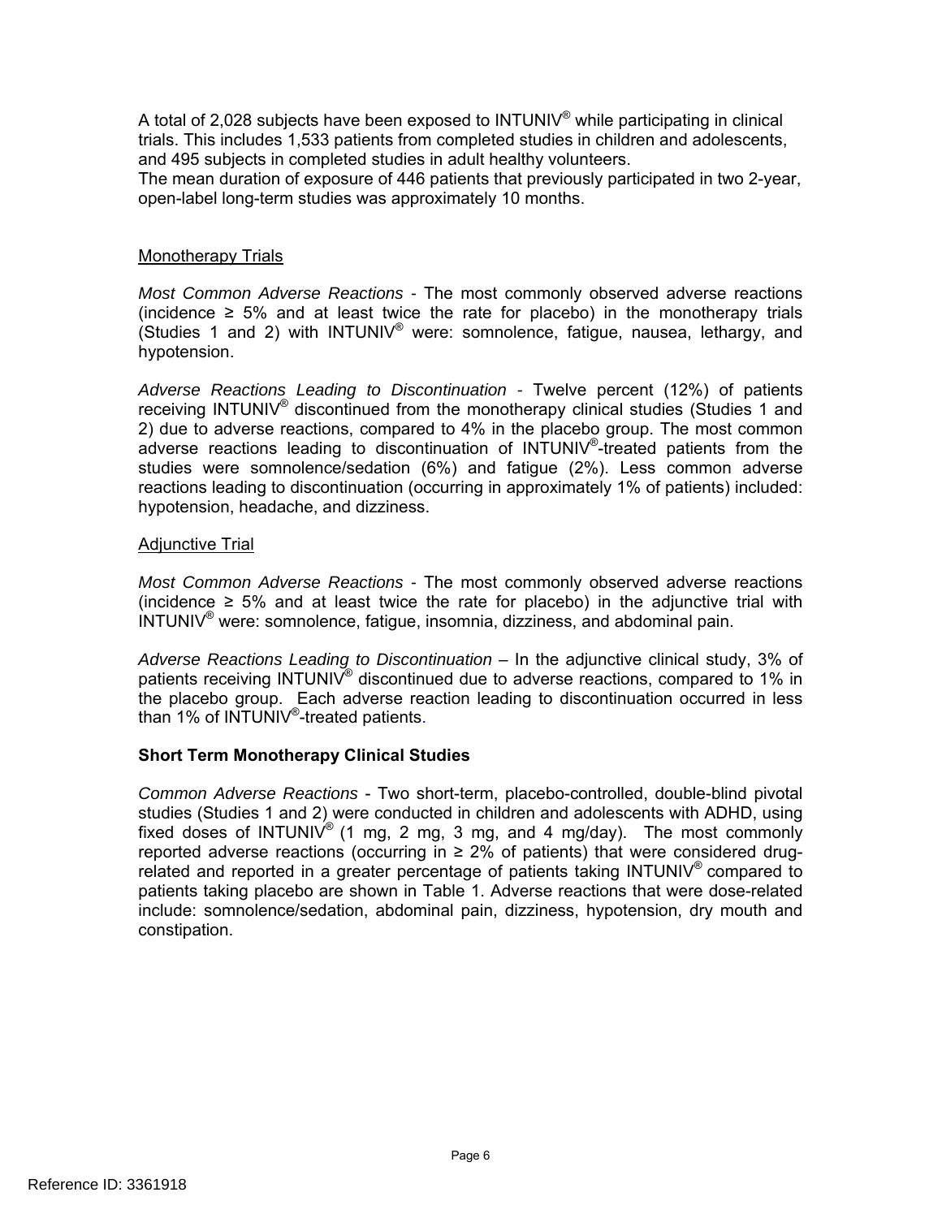A total of 2,028 subjects have been exposed to INTUNIV® while participating in clinical trials. This includes 1,533 patients from completed studies in children and adolescents, and 495 subjects in completed studies in adult healthy volunteers.
The mean duration of exposure of 446 patients that previously participated in two 2-year, open-label long-term studies was approximately 10 months.

Monotherapy Trials

*Most Common Adverse Reactions* - The most commonly observed adverse reactions (incidence ≥ 5% and at least twice the rate for placebo) in the monotherapy trials (Studies 1 and 2) with INTUNIV® were: somnolence, fatigue, nausea, lethargy, and hypotension.

*Adverse Reactions Leading to Discontinuation* - Twelve percent (12%) of patients receiving INTUNIV® discontinued from the monotherapy clinical studies (Studies 1 and 2) due to adverse reactions, compared to 4% in the placebo group. The most common adverse reactions leading to discontinuation of INTUNIV®-treated patients from the studies were somnolence/sedation (6%) and fatigue (2%). Less common adverse reactions leading to discontinuation (occurring in approximately 1% of patients) included: hypotension, headache, and dizziness.

Adjunctive Trial

*Most Common Adverse Reactions* - The most commonly observed adverse reactions (incidence ≥ 5% and at least twice the rate for placebo) in the adjunctive trial with INTUNIV® were: somnolence, fatigue, insomnia, dizziness, and abdominal pain.

*Adverse Reactions Leading to Discontinuation* – In the adjunctive clinical study, 3% of patients receiving INTUNIV® discontinued due to adverse reactions, compared to 1% in the placebo group. Each adverse reaction leading to discontinuation occurred in less than 1% of INTUNIV®-treated patients.

**Short Term Monotherapy Clinical Studies**

*Common Adverse Reactions* - Two short-term, placebo-controlled, double-blind pivotal studies (Studies 1 and 2) were conducted in children and adolescents with ADHD, using fixed doses of INTUNIV® (1 mg, 2 mg, 3 mg, and 4 mg/day). The most commonly reported adverse reactions (occurring in ≥ 2% of patients) that were considered drug-related and reported in a greater percentage of patients taking INTUNIV® compared to patients taking placebo are shown in Table 1. Adverse reactions that were dose-related include: somnolence/sedation, abdominal pain, dizziness, hypotension, dry mouth and constipation.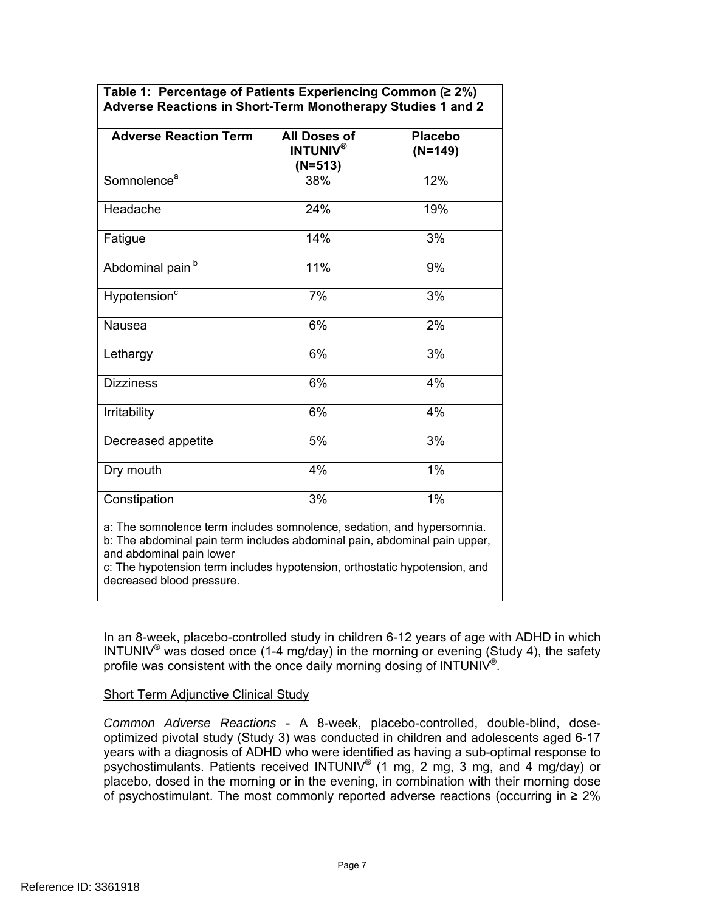**Table 1: Percentage of Patients Experiencing Common (≥ 2%) Adverse Reactions in Short-Term Monotherapy Studies 1 and 2**

| Adverse Reaction Term | All Doses of INTUNIV® (N=513) | Placebo (N=149) |
|---|---|---|
| Somnolence[a] | 38% | 12% |
| Headache | 24% | 19% |
| Fatigue | 14% | 3% |
| Abdominal pain[b] | 11% | 9% |
| Hypotension[c] | 7% | 3% |
| Nausea | 6% | 2% |
| Lethargy | 6% | 3% |
| Dizziness | 6% | 4% |
| Irritability | 6% | 4% |
| Decreased appetite | 5% | 3% |
| Dry mouth | 4% | 1% |
| Constipation | 3% | 1% |

a: The somnolence term includes somnolence, sedation, and hypersomnia.
b: The abdominal pain term includes abdominal pain, abdominal pain upper, and abdominal pain lower
c: The hypotension term includes hypotension, orthostatic hypotension, and decreased blood pressure.

In an 8-week, placebo-controlled study in children 6-12 years of age with ADHD in which INTUNIV® was dosed once (1-4 mg/day) in the morning or evening (Study 4), the safety profile was consistent with the once daily morning dosing of INTUNIV®.

Short Term Adjunctive Clinical Study

*Common Adverse Reactions* - A 8-week, placebo-controlled, double-blind, dose-optimized pivotal study (Study 3) was conducted in children and adolescents aged 6-17 years with a diagnosis of ADHD who were identified as having a sub-optimal response to psychostimulants. Patients received INTUNIV® (1 mg, 2 mg, 3 mg, and 4 mg/day) or placebo, dosed in the morning or in the evening, in combination with their morning dose of psychostimulant. The most commonly reported adverse reactions (occurring in ≥ 2%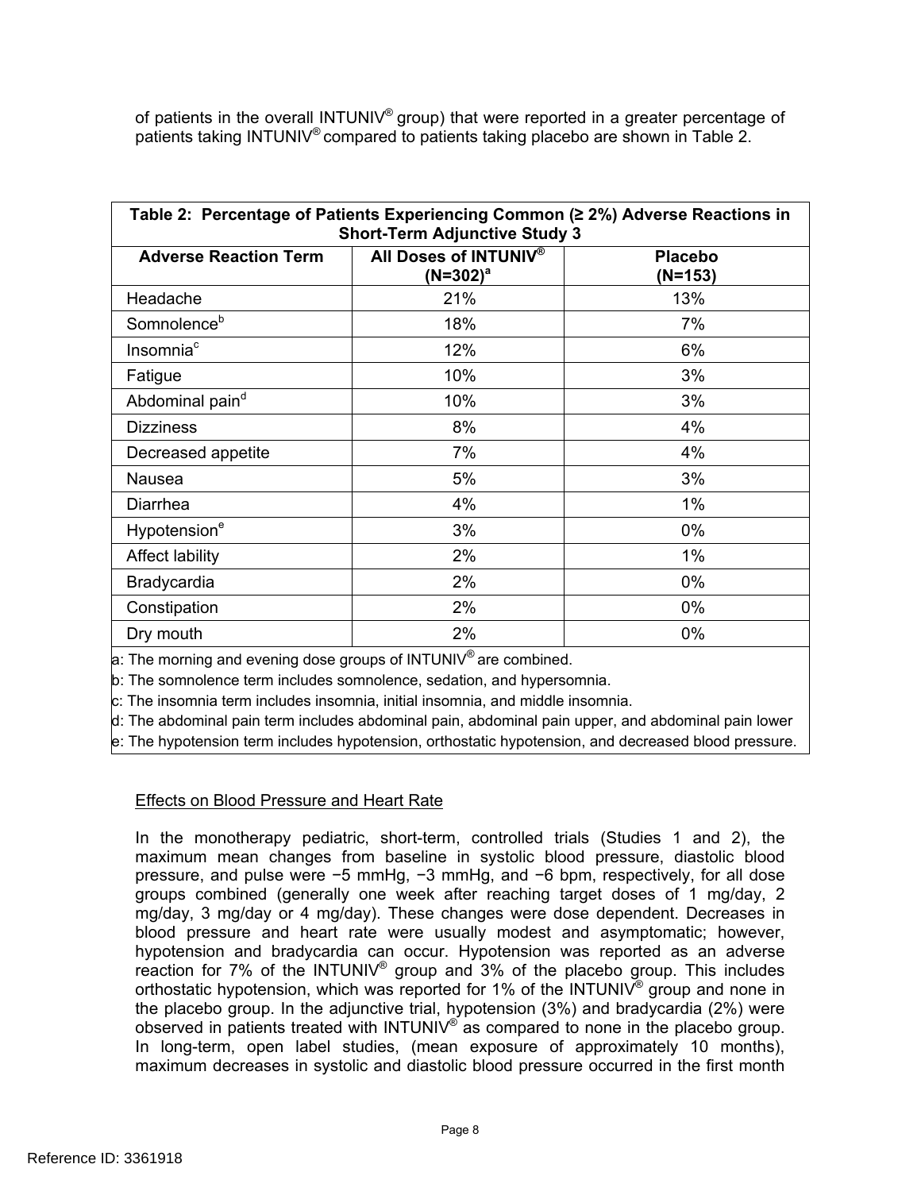of patients in the overall INTUNIV® group) that were reported in a greater percentage of patients taking INTUNIV® compared to patients taking placebo are shown in Table 2.

| Table 2: Percentage of Patients Experiencing Common (≥ 2%) Adverse Reactions in Short-Term Adjunctive Study 3 | | |
|---|---|---|
| **Adverse Reaction Term** | **All Doses of INTUNIV® (N=302)[a]** | **Placebo (N=153)** |
| Headache | 21% | 13% |
| Somnolence[b] | 18% | 7% |
| Insomnia[c] | 12% | 6% |
| Fatigue | 10% | 3% |
| Abdominal pain[d] | 10% | 3% |
| Dizziness | 8% | 4% |
| Decreased appetite | 7% | 4% |
| Nausea | 5% | 3% |
| Diarrhea | 4% | 1% |
| Hypotension[e] | 3% | 0% |
| Affect lability | 2% | 1% |
| Bradycardia | 2% | 0% |
| Constipation | 2% | 0% |
| Dry mouth | 2% | 0% |

a: The morning and evening dose groups of INTUNIV® are combined.

b: The somnolence term includes somnolence, sedation, and hypersomnia.

c: The insomnia term includes insomnia, initial insomnia, and middle insomnia.

d: The abdominal pain term includes abdominal pain, abdominal pain upper, and abdominal pain lower

e: The hypotension term includes hypotension, orthostatic hypotension, and decreased blood pressure.

Effects on Blood Pressure and Heart Rate

In the monotherapy pediatric, short-term, controlled trials (Studies 1 and 2), the maximum mean changes from baseline in systolic blood pressure, diastolic blood pressure, and pulse were −5 mmHg, −3 mmHg, and −6 bpm, respectively, for all dose groups combined (generally one week after reaching target doses of 1 mg/day, 2 mg/day, 3 mg/day or 4 mg/day). These changes were dose dependent. Decreases in blood pressure and heart rate were usually modest and asymptomatic; however, hypotension and bradycardia can occur. Hypotension was reported as an adverse reaction for 7% of the INTUNIV® group and 3% of the placebo group. This includes orthostatic hypotension, which was reported for 1% of the INTUNIV® group and none in the placebo group. In the adjunctive trial, hypotension (3%) and bradycardia (2%) were observed in patients treated with INTUNIV® as compared to none in the placebo group. In long-term, open label studies, (mean exposure of approximately 10 months), maximum decreases in systolic and diastolic blood pressure occurred in the first month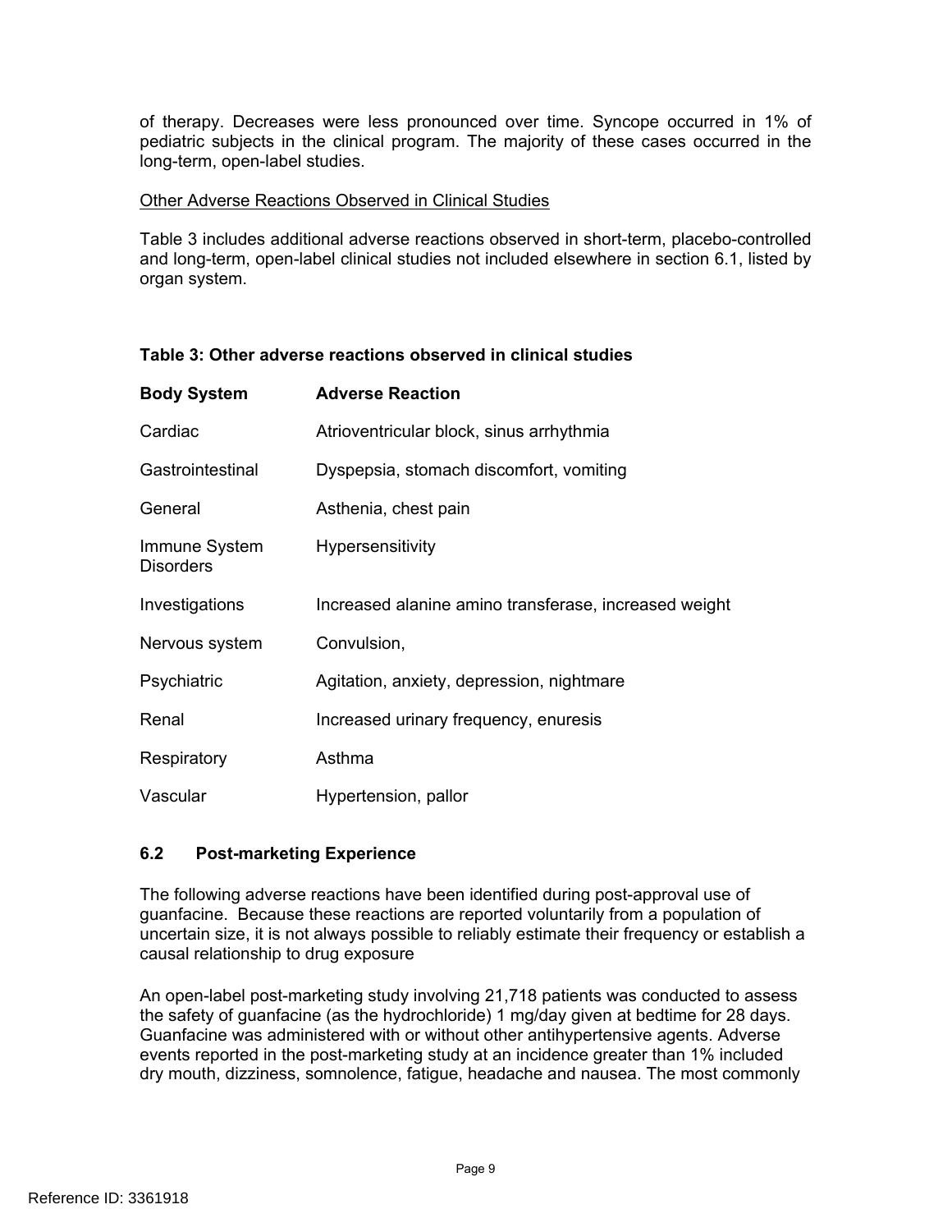of therapy. Decreases were less pronounced over time. Syncope occurred in 1% of pediatric subjects in the clinical program. The majority of these cases occurred in the long-term, open-label studies.

Other Adverse Reactions Observed in Clinical Studies

Table 3 includes additional adverse reactions observed in short-term, placebo-controlled and long-term, open-label clinical studies not included elsewhere in section 6.1, listed by organ system.

**Table 3: Other adverse reactions observed in clinical studies**

| **Body System** | **Adverse Reaction** |
| --- | --- |
| Cardiac | Atrioventricular block, sinus arrhythmia |
| Gastrointestinal | Dyspepsia, stomach discomfort, vomiting |
| General | Asthenia, chest pain |
| Immune System Disorders | Hypersensitivity |
| Investigations | Increased alanine amino transferase, increased weight |
| Nervous system | Convulsion, |
| Psychiatric | Agitation, anxiety, depression, nightmare |
| Renal | Increased urinary frequency, enuresis |
| Respiratory | Asthma |
| Vascular | Hypertension, pallor |

### 6.2 Post-marketing Experience

The following adverse reactions have been identified during post-approval use of guanfacine. Because these reactions are reported voluntarily from a population of uncertain size, it is not always possible to reliably estimate their frequency or establish a causal relationship to drug exposure

An open-label post-marketing study involving 21,718 patients was conducted to assess the safety of guanfacine (as the hydrochloride) 1 mg/day given at bedtime for 28 days. Guanfacine was administered with or without other antihypertensive agents. Adverse events reported in the post-marketing study at an incidence greater than 1% included dry mouth, dizziness, somnolence, fatigue, headache and nausea. The most commonly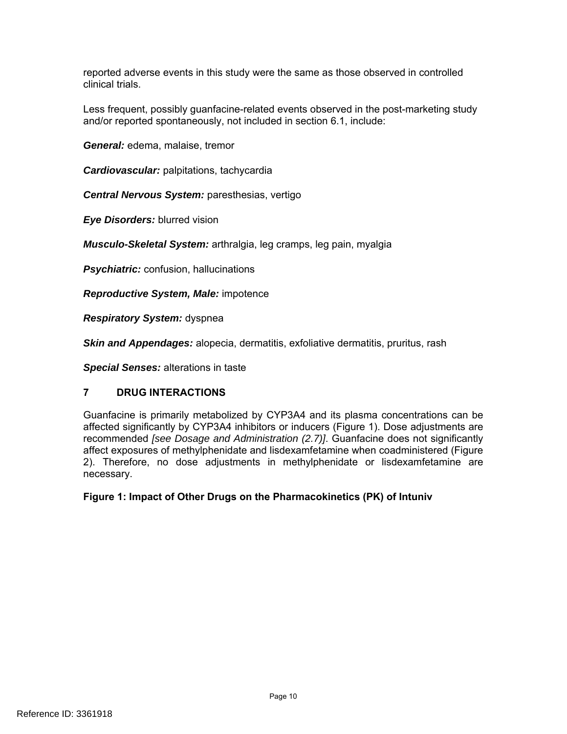reported adverse events in this study were the same as those observed in controlled clinical trials.

Less frequent, possibly guanfacine-related events observed in the post-marketing study and/or reported spontaneously, not included in section 6.1, include:

***General:*** edema, malaise, tremor

***Cardiovascular:*** palpitations, tachycardia

***Central Nervous System:*** paresthesias, vertigo

***Eye Disorders:*** blurred vision

***Musculo-Skeletal System:*** arthralgia, leg cramps, leg pain, myalgia

***Psychiatric:*** confusion, hallucinations

***Reproductive System, Male:*** impotence

***Respiratory System:*** dyspnea

***Skin and Appendages:*** alopecia, dermatitis, exfoliative dermatitis, pruritus, rash

***Special Senses:*** alterations in taste

## 7 DRUG INTERACTIONS

Guanfacine is primarily metabolized by CYP3A4 and its plasma concentrations can be affected significantly by CYP3A4 inhibitors or inducers (Figure 1). Dose adjustments are recommended *[see Dosage and Administration (2.7)]*. Guanfacine does not significantly affect exposures of methylphenidate and lisdexamfetamine when coadministered (Figure 2). Therefore, no dose adjustments in methylphenidate or lisdexamfetamine are necessary.

**Figure 1: Impact of Other Drugs on the Pharmacokinetics (PK) of Intuniv**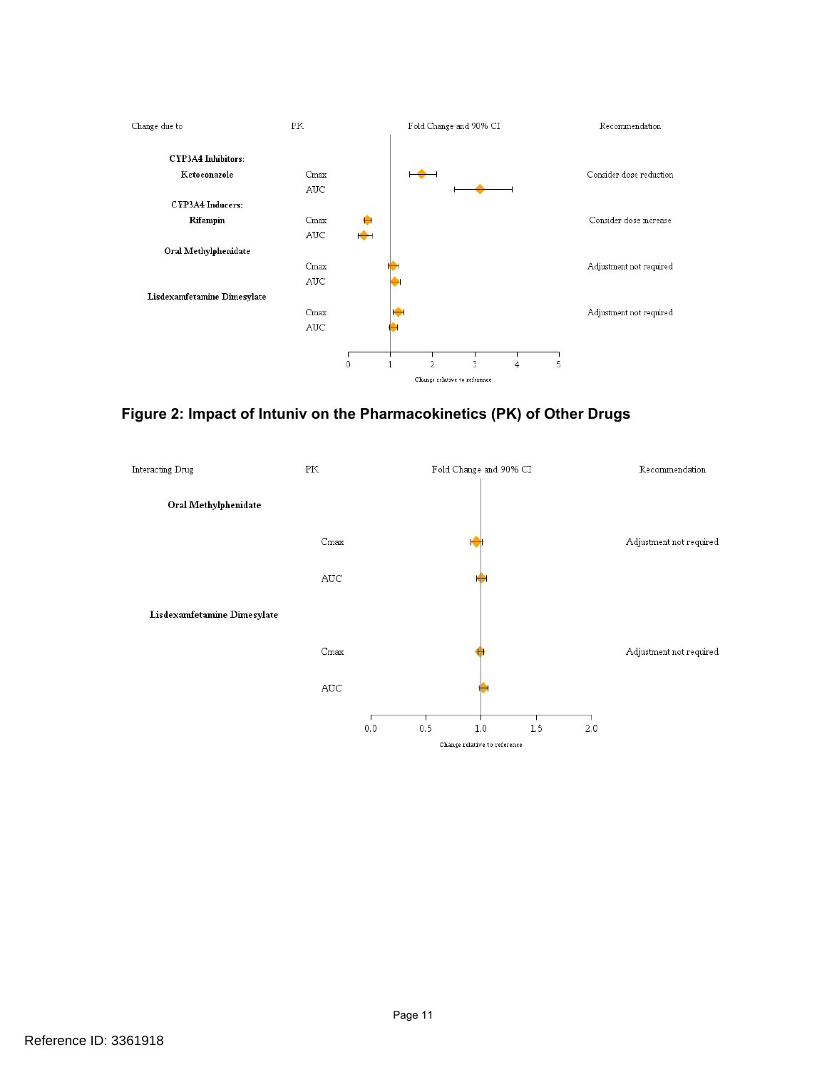| Change due to | PK | Fold Change and 90% CI | Recommendation |
|---|---|---|---|
| **CYP3A4 Inhibitors:** | | | |
| **Ketoconazole** | Cmax | | Consider dose reduction |
| | AUC | | |
| **CYP3A4 Inducers:** | | | |
| **Rifampin** | Cmax | | Consider dose increase |
| | AUC | | |
| **Oral Methylphenidate** | | | |
| | Cmax | | Adjustment not required |
| | AUC | | |
| **Lisdexamfetamine Dimesylate** | | | |
| | Cmax | | Adjustment not required |
| | AUC | | |

Change relative to reference (axis: 0, 1, 2, 3, 4, 5)

**Figure 2: Impact of Intuniv on the Pharmacokinetics (PK) of Other Drugs**

| Interacting Drug | PK | Fold Change and 90% CI | Recommendation |
|---|---|---|---|
| **Oral Methylphenidate** | | | |
| | Cmax | | Adjustment not required |
| | AUC | | |
| **Lisdexamfetamine Dimesylate** | | | |
| | Cmax | | Adjustment not required |
| | AUC | | |

Change relative to reference (axis: 0.0, 0.5, 1.0, 1.5, 2.0)

Reference ID: 3361918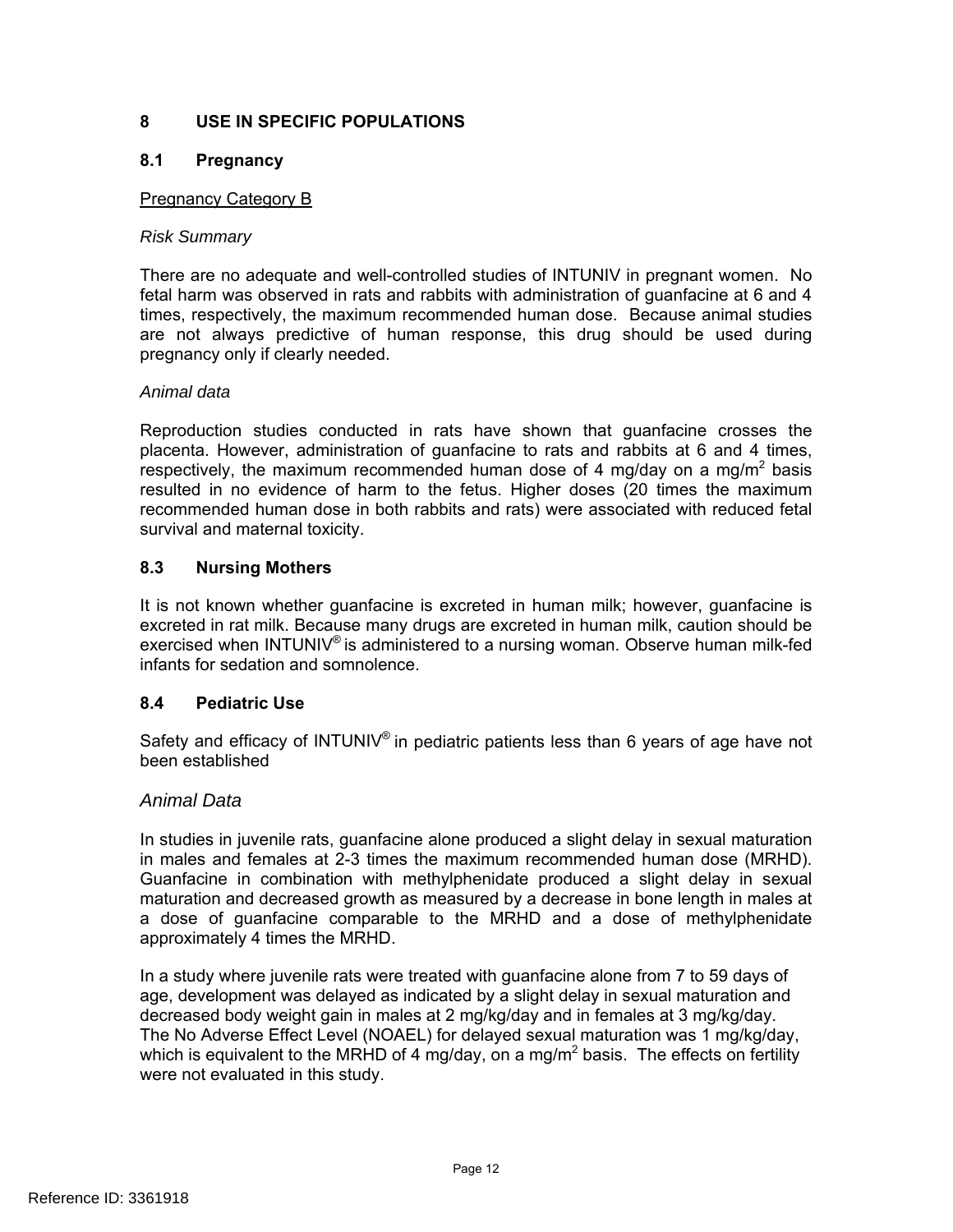## 8 USE IN SPECIFIC POPULATIONS

### 8.1 Pregnancy

Pregnancy Category B

*Risk Summary*

There are no adequate and well-controlled studies of INTUNIV in pregnant women. No fetal harm was observed in rats and rabbits with administration of guanfacine at 6 and 4 times, respectively, the maximum recommended human dose. Because animal studies are not always predictive of human response, this drug should be used during pregnancy only if clearly needed.

*Animal data*

Reproduction studies conducted in rats have shown that guanfacine crosses the placenta. However, administration of guanfacine to rats and rabbits at 6 and 4 times, respectively, the maximum recommended human dose of 4 mg/day on a $mg/m^2$ basis resulted in no evidence of harm to the fetus. Higher doses (20 times the maximum recommended human dose in both rabbits and rats) were associated with reduced fetal survival and maternal toxicity.

### 8.3 Nursing Mothers

It is not known whether guanfacine is excreted in human milk; however, guanfacine is excreted in rat milk. Because many drugs are excreted in human milk, caution should be exercised when INTUNIV® is administered to a nursing woman. Observe human milk-fed infants for sedation and somnolence.

### 8.4 Pediatric Use

Safety and efficacy of INTUNIV® in pediatric patients less than 6 years of age have not been established

*Animal Data*

In studies in juvenile rats, guanfacine alone produced a slight delay in sexual maturation in males and females at 2-3 times the maximum recommended human dose (MRHD). Guanfacine in combination with methylphenidate produced a slight delay in sexual maturation and decreased growth as measured by a decrease in bone length in males at a dose of guanfacine comparable to the MRHD and a dose of methylphenidate approximately 4 times the MRHD.

In a study where juvenile rats were treated with guanfacine alone from 7 to 59 days of age, development was delayed as indicated by a slight delay in sexual maturation and decreased body weight gain in males at 2 mg/kg/day and in females at 3 mg/kg/day. The No Adverse Effect Level (NOAEL) for delayed sexual maturation was 1 mg/kg/day, which is equivalent to the MRHD of 4 mg/day, on a $mg/m^2$ basis. The effects on fertility were not evaluated in this study.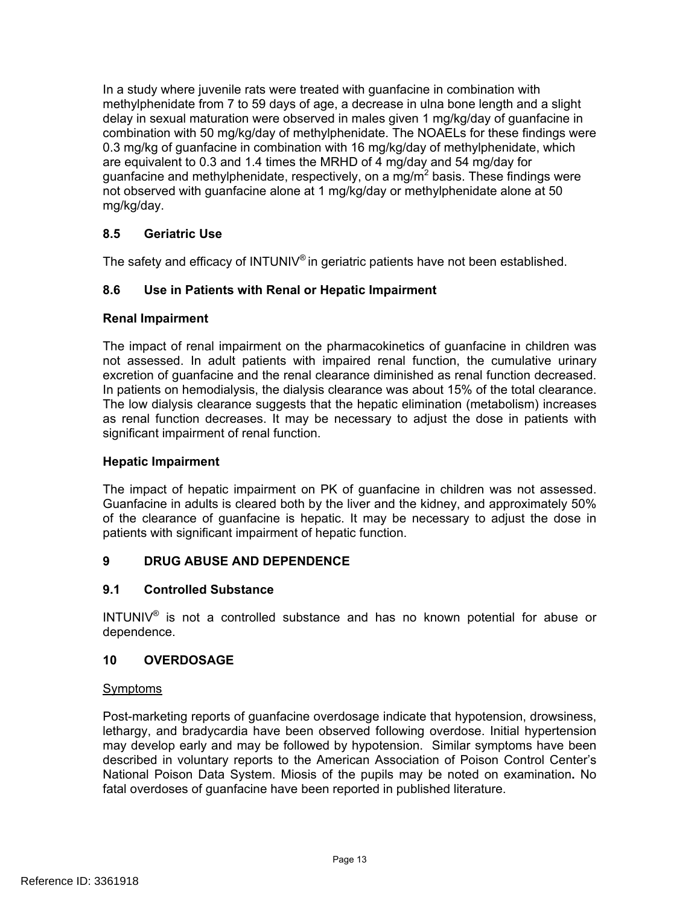In a study where juvenile rats were treated with guanfacine in combination with methylphenidate from 7 to 59 days of age, a decrease in ulna bone length and a slight delay in sexual maturation were observed in males given 1 mg/kg/day of guanfacine in combination with 50 mg/kg/day of methylphenidate. The NOAELs for these findings were 0.3 mg/kg of guanfacine in combination with 16 mg/kg/day of methylphenidate, which are equivalent to 0.3 and 1.4 times the MRHD of 4 mg/day and 54 mg/day for guanfacine and methylphenidate, respectively, on a mg/$m^2$ basis. These findings were not observed with guanfacine alone at 1 mg/kg/day or methylphenidate alone at 50 mg/kg/day.

### 8.5 Geriatric Use

The safety and efficacy of INTUNIV® in geriatric patients have not been established.

### 8.6 Use in Patients with Renal or Hepatic Impairment

#### Renal Impairment

The impact of renal impairment on the pharmacokinetics of guanfacine in children was not assessed. In adult patients with impaired renal function, the cumulative urinary excretion of guanfacine and the renal clearance diminished as renal function decreased. In patients on hemodialysis, the dialysis clearance was about 15% of the total clearance. The low dialysis clearance suggests that the hepatic elimination (metabolism) increases as renal function decreases. It may be necessary to adjust the dose in patients with significant impairment of renal function.

#### Hepatic Impairment

The impact of hepatic impairment on PK of guanfacine in children was not assessed. Guanfacine in adults is cleared both by the liver and the kidney, and approximately 50% of the clearance of guanfacine is hepatic. It may be necessary to adjust the dose in patients with significant impairment of hepatic function.

## 9 DRUG ABUSE AND DEPENDENCE

### 9.1 Controlled Substance

INTUNIV® is not a controlled substance and has no known potential for abuse or dependence.

## 10 OVERDOSAGE

Symptoms

Post-marketing reports of guanfacine overdosage indicate that hypotension, drowsiness, lethargy, and bradycardia have been observed following overdose. Initial hypertension may develop early and may be followed by hypotension. Similar symptoms have been described in voluntary reports to the American Association of Poison Control Center's National Poison Data System. Miosis of the pupils may be noted on examination**.** No fatal overdoses of guanfacine have been reported in published literature.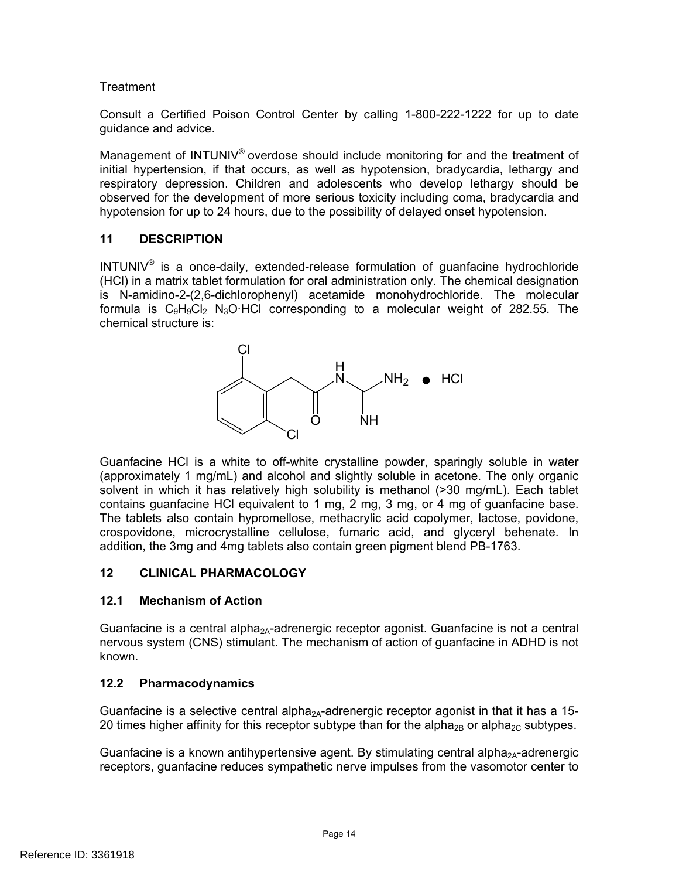Treatment

Consult a Certified Poison Control Center by calling 1-800-222-1222 for up to date guidance and advice.

Management of INTUNIV® overdose should include monitoring for and the treatment of initial hypertension, if that occurs, as well as hypotension, bradycardia, lethargy and respiratory depression. Children and adolescents who develop lethargy should be observed for the development of more serious toxicity including coma, bradycardia and hypotension for up to 24 hours, due to the possibility of delayed onset hypotension.

## 11 DESCRIPTION

INTUNIV® is a once-daily, extended-release formulation of guanfacine hydrochloride (HCl) in a matrix tablet formulation for oral administration only. The chemical designation is N-amidino-2-(2,6-dichlorophenyl) acetamide monohydrochloride. The molecular formula is $C_9H_9Cl_2$ $N_3O{\cdot}HCl$ corresponding to a molecular weight of 282.55. The chemical structure is:

Guanfacine HCl is a white to off-white crystalline powder, sparingly soluble in water (approximately 1 mg/mL) and alcohol and slightly soluble in acetone. The only organic solvent in which it has relatively high solubility is methanol (>30 mg/mL). Each tablet contains guanfacine HCl equivalent to 1 mg, 2 mg, 3 mg, or 4 mg of guanfacine base. The tablets also contain hypromellose, methacrylic acid copolymer, lactose, povidone, crospovidone, microcrystalline cellulose, fumaric acid, and glyceryl behenate. In addition, the 3mg and 4mg tablets also contain green pigment blend PB-1763.

## 12 CLINICAL PHARMACOLOGY

### 12.1 Mechanism of Action

Guanfacine is a central $alpha_{2A}$-adrenergic receptor agonist. Guanfacine is not a central nervous system (CNS) stimulant. The mechanism of action of guanfacine in ADHD is not known.

### 12.2 Pharmacodynamics

Guanfacine is a selective central $alpha_{2A}$-adrenergic receptor agonist in that it has a 15-20 times higher affinity for this receptor subtype than for the $alpha_{2B}$ or $alpha_{2C}$ subtypes.

Guanfacine is a known antihypertensive agent. By stimulating central $alpha_{2A}$-adrenergic receptors, guanfacine reduces sympathetic nerve impulses from the vasomotor center to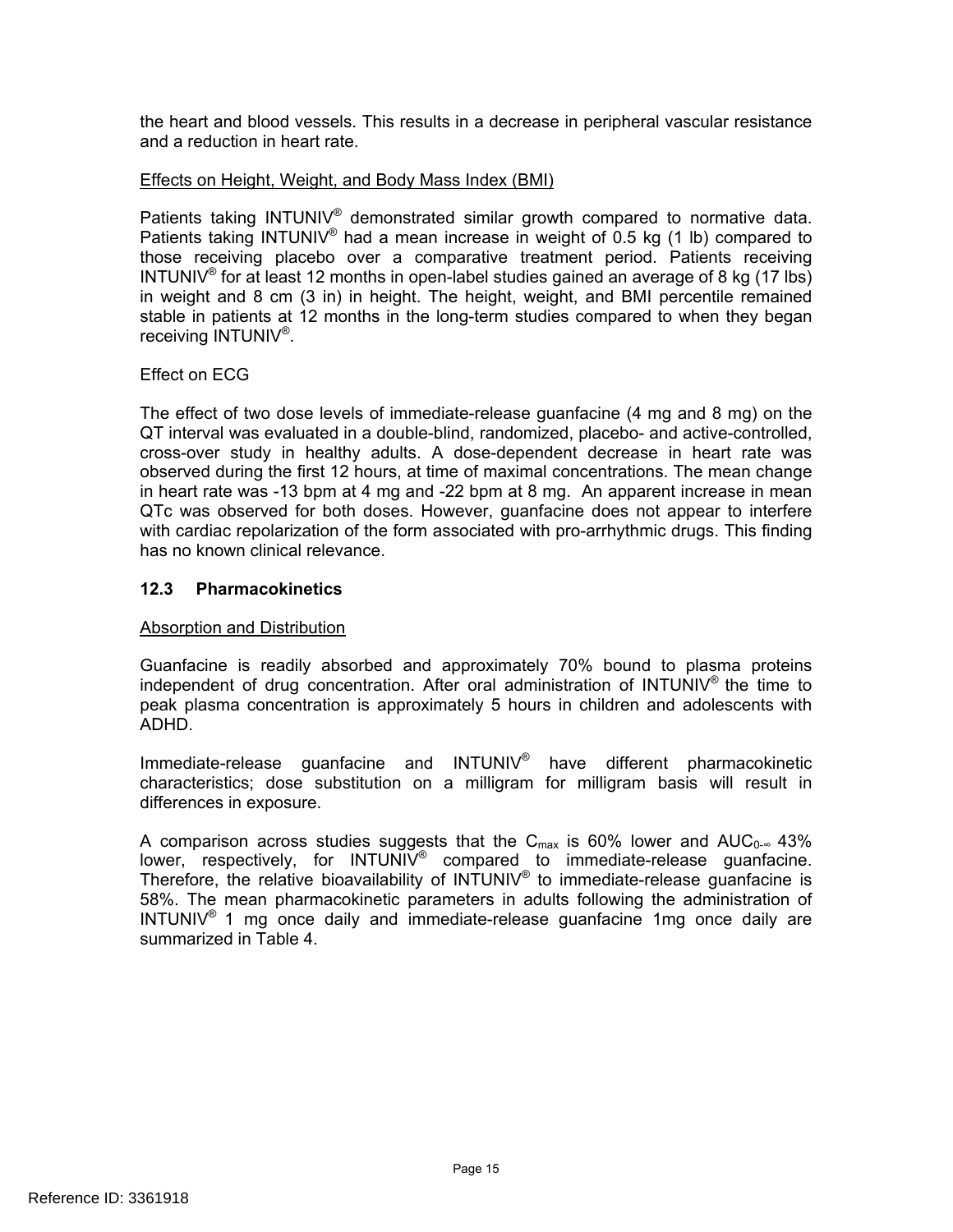the heart and blood vessels. This results in a decrease in peripheral vascular resistance and a reduction in heart rate.

Effects on Height, Weight, and Body Mass Index (BMI)

Patients taking INTUNIV® demonstrated similar growth compared to normative data. Patients taking INTUNIV® had a mean increase in weight of 0.5 kg (1 lb) compared to those receiving placebo over a comparative treatment period. Patients receiving INTUNIV® for at least 12 months in open-label studies gained an average of 8 kg (17 lbs) in weight and 8 cm (3 in) in height. The height, weight, and BMI percentile remained stable in patients at 12 months in the long-term studies compared to when they began receiving INTUNIV®.

Effect on ECG

The effect of two dose levels of immediate-release guanfacine (4 mg and 8 mg) on the QT interval was evaluated in a double-blind, randomized, placebo- and active-controlled, cross-over study in healthy adults. A dose-dependent decrease in heart rate was observed during the first 12 hours, at time of maximal concentrations. The mean change in heart rate was -13 bpm at 4 mg and -22 bpm at 8 mg. An apparent increase in mean QTc was observed for both doses. However, guanfacine does not appear to interfere with cardiac repolarization of the form associated with pro-arrhythmic drugs. This finding has no known clinical relevance.

### 12.3 Pharmacokinetics

Absorption and Distribution

Guanfacine is readily absorbed and approximately 70% bound to plasma proteins independent of drug concentration. After oral administration of INTUNIV® the time to peak plasma concentration is approximately 5 hours in children and adolescents with ADHD.

Immediate-release guanfacine and INTUNIV® have different pharmacokinetic characteristics; dose substitution on a milligram for milligram basis will result in differences in exposure.

A comparison across studies suggests that the $C_{max}$ is 60% lower and $AUC_{0-\infty}$ 43% lower, respectively, for INTUNIV® compared to immediate-release guanfacine. Therefore, the relative bioavailability of INTUNIV® to immediate-release guanfacine is 58%. The mean pharmacokinetic parameters in adults following the administration of INTUNIV® 1 mg once daily and immediate-release guanfacine 1mg once daily are summarized in Table 4.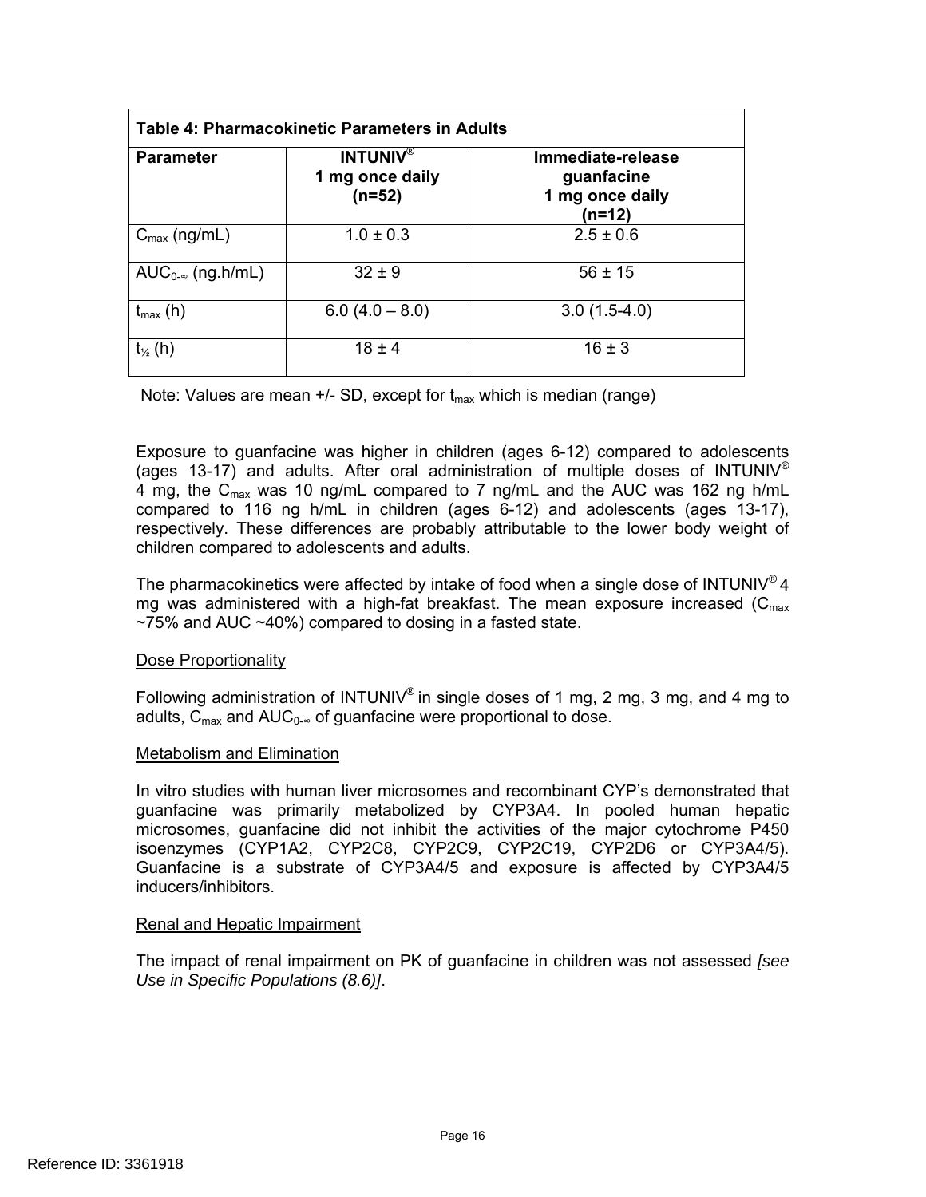| Table 4: Pharmacokinetic Parameters in Adults | | |
|---|---|---|
| **Parameter** | **INTUNIV® 1 mg once daily (n=52)** | **Immediate-release guanfacine 1 mg once daily (n=12)** |
| $C_{max}$ (ng/mL) | 1.0 ± 0.3 | 2.5 ± 0.6 |
| $AUC_{0-\infty}$ (ng.h/mL) | 32 ± 9 | 56 ± 15 |
| $t_{max}$ (h) | 6.0 (4.0 – 8.0) | 3.0 (1.5-4.0) |
| $t_{½}$ (h) | 18 ± 4 | 16 ± 3 |

Note: Values are mean +/- SD, except for $t_{max}$ which is median (range)

Exposure to guanfacine was higher in children (ages 6-12) compared to adolescents (ages 13-17) and adults. After oral administration of multiple doses of INTUNIV® 4 mg, the $C_{max}$ was 10 ng/mL compared to 7 ng/mL and the AUC was 162 ng h/mL compared to 116 ng h/mL in children (ages 6-12) and adolescents (ages 13-17), respectively. These differences are probably attributable to the lower body weight of children compared to adolescents and adults.

The pharmacokinetics were affected by intake of food when a single dose of INTUNIV® 4 mg was administered with a high-fat breakfast. The mean exposure increased ($C_{max}$ ~75% and AUC ~40%) compared to dosing in a fasted state.

Dose Proportionality

Following administration of INTUNIV® in single doses of 1 mg, 2 mg, 3 mg, and 4 mg to adults, $C_{max}$ and $AUC_{0-\infty}$ of guanfacine were proportional to dose.

Metabolism and Elimination

In vitro studies with human liver microsomes and recombinant CYP's demonstrated that guanfacine was primarily metabolized by CYP3A4. In pooled human hepatic microsomes, guanfacine did not inhibit the activities of the major cytochrome P450 isoenzymes (CYP1A2, CYP2C8, CYP2C9, CYP2C19, CYP2D6 or CYP3A4/5). Guanfacine is a substrate of CYP3A4/5 and exposure is affected by CYP3A4/5 inducers/inhibitors.

Renal and Hepatic Impairment

The impact of renal impairment on PK of guanfacine in children was not assessed *[see Use in Specific Populations (8.6)]*.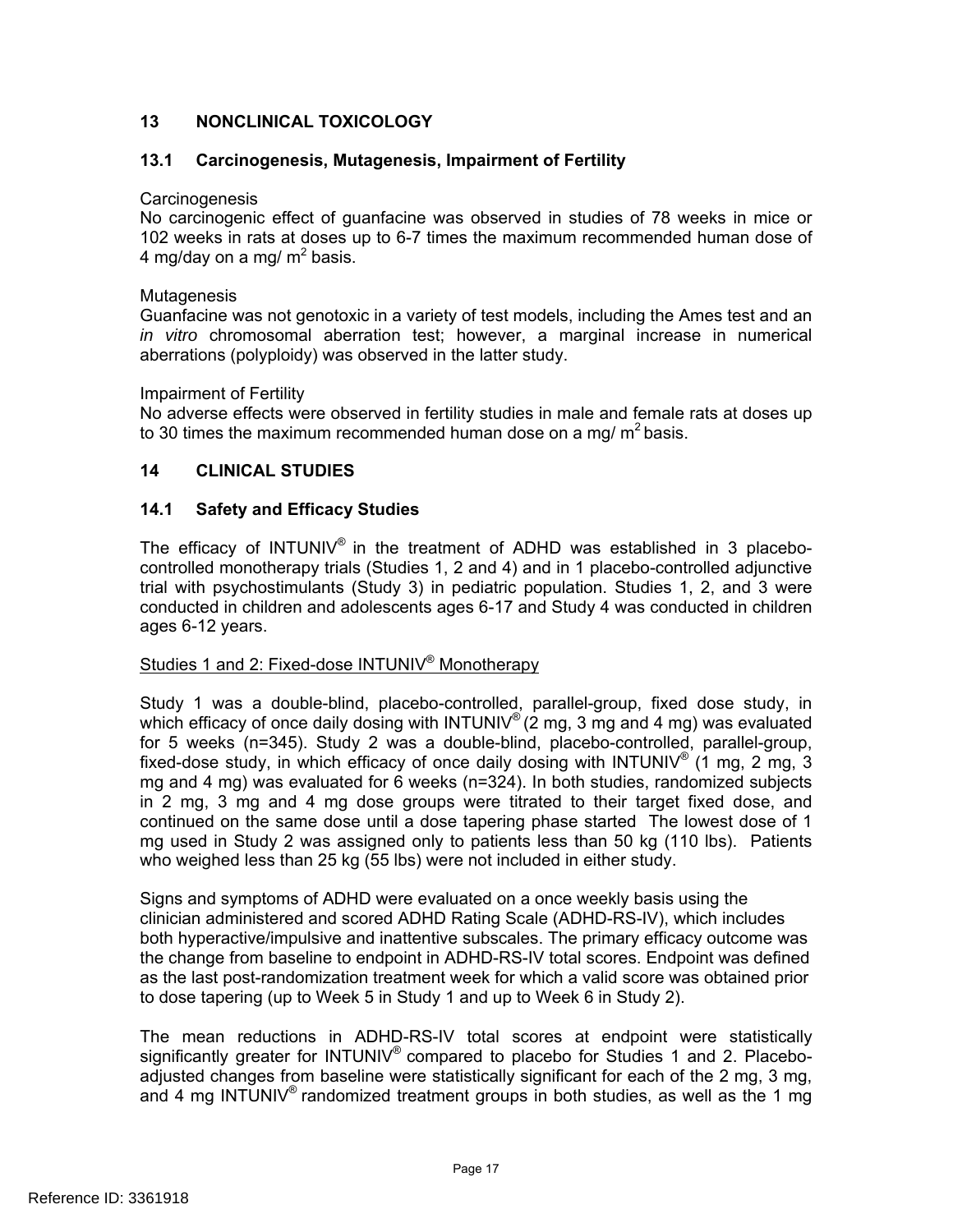## 13 NONCLINICAL TOXICOLOGY

### 13.1 Carcinogenesis, Mutagenesis, Impairment of Fertility

Carcinogenesis

No carcinogenic effect of guanfacine was observed in studies of 78 weeks in mice or 102 weeks in rats at doses up to 6-7 times the maximum recommended human dose of 4 mg/day on a mg/ $m^2$ basis.

Mutagenesis

Guanfacine was not genotoxic in a variety of test models, including the Ames test and an *in vitro* chromosomal aberration test; however, a marginal increase in numerical aberrations (polyploidy) was observed in the latter study.

Impairment of Fertility

No adverse effects were observed in fertility studies in male and female rats at doses up to 30 times the maximum recommended human dose on a mg/ $m^2$ basis.

## 14 CLINICAL STUDIES

### 14.1 Safety and Efficacy Studies

The efficacy of INTUNIV® in the treatment of ADHD was established in 3 placebo-controlled monotherapy trials (Studies 1, 2 and 4) and in 1 placebo-controlled adjunctive trial with psychostimulants (Study 3) in pediatric population. Studies 1, 2, and 3 were conducted in children and adolescents ages 6-17 and Study 4 was conducted in children ages 6-12 years.

Studies 1 and 2: Fixed-dose INTUNIV® Monotherapy

Study 1 was a double-blind, placebo-controlled, parallel-group, fixed dose study, in which efficacy of once daily dosing with INTUNIV® (2 mg, 3 mg and 4 mg) was evaluated for 5 weeks (n=345). Study 2 was a double-blind, placebo-controlled, parallel-group, fixed-dose study, in which efficacy of once daily dosing with INTUNIV® (1 mg, 2 mg, 3 mg and 4 mg) was evaluated for 6 weeks (n=324). In both studies, randomized subjects in 2 mg, 3 mg and 4 mg dose groups were titrated to their target fixed dose, and continued on the same dose until a dose tapering phase started The lowest dose of 1 mg used in Study 2 was assigned only to patients less than 50 kg (110 lbs). Patients who weighed less than 25 kg (55 lbs) were not included in either study.

Signs and symptoms of ADHD were evaluated on a once weekly basis using the clinician administered and scored ADHD Rating Scale (ADHD-RS-IV), which includes both hyperactive/impulsive and inattentive subscales. The primary efficacy outcome was the change from baseline to endpoint in ADHD-RS-IV total scores. Endpoint was defined as the last post-randomization treatment week for which a valid score was obtained prior to dose tapering (up to Week 5 in Study 1 and up to Week 6 in Study 2).

The mean reductions in ADHD-RS-IV total scores at endpoint were statistically significantly greater for INTUNIV® compared to placebo for Studies 1 and 2. Placebo-adjusted changes from baseline were statistically significant for each of the 2 mg, 3 mg, and 4 mg INTUNIV® randomized treatment groups in both studies, as well as the 1 mg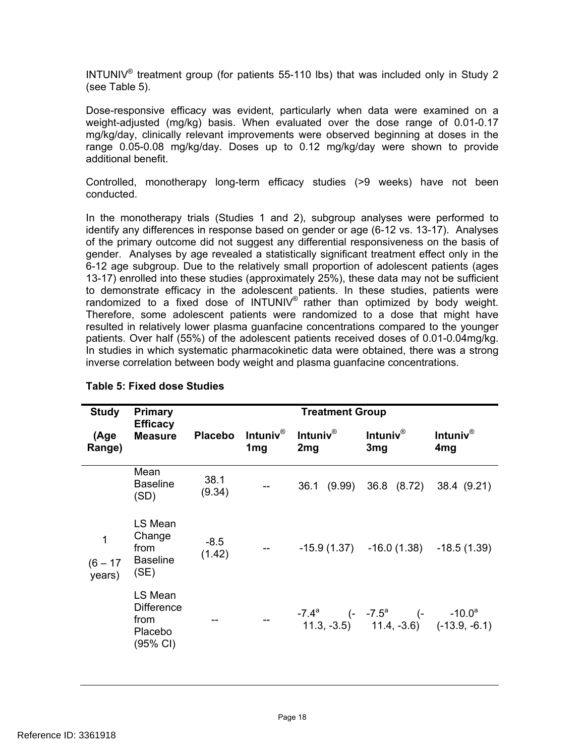INTUNIV® treatment group (for patients 55-110 lbs) that was included only in Study 2 (see Table 5).

Dose-responsive efficacy was evident, particularly when data were examined on a weight-adjusted (mg/kg) basis. When evaluated over the dose range of 0.01-0.17 mg/kg/day, clinically relevant improvements were observed beginning at doses in the range 0.05-0.08 mg/kg/day. Doses up to 0.12 mg/kg/day were shown to provide additional benefit.

Controlled, monotherapy long-term efficacy studies (>9 weeks) have not been conducted.

In the monotherapy trials (Studies 1 and 2), subgroup analyses were performed to identify any differences in response based on gender or age (6-12 vs. 13-17). Analyses of the primary outcome did not suggest any differential responsiveness on the basis of gender. Analyses by age revealed a statistically significant treatment effect only in the 6-12 age subgroup. Due to the relatively small proportion of adolescent patients (ages 13-17) enrolled into these studies (approximately 25%), these data may not be sufficient to demonstrate efficacy in the adolescent patients. In these studies, patients were randomized to a fixed dose of INTUNIV® rather than optimized by body weight. Therefore, some adolescent patients were randomized to a dose that might have resulted in relatively lower plasma guanfacine concentrations compared to the younger patients. Over half (55%) of the adolescent patients received doses of 0.01-0.04mg/kg. In studies in which systematic pharmacokinetic data were obtained, there was a strong inverse correlation between body weight and plasma guanfacine concentrations.

**Table 5: Fixed dose Studies**

| Study (Age Range) | Primary Efficacy Measure | Treatment Group | | | | |
|---|---|---|---|---|---|---|
| | | Placebo | Intuniv® 1mg | Intuniv® 2mg | Intuniv® 3mg | Intuniv® 4mg |
| 1 (6 – 17 years) | Mean Baseline (SD) | 38.1 (9.34) | -- | 36.1 (9.99) | 36.8 (8.72) | 38.4 (9.21) |
| | LS Mean Change from Baseline (SE) | -8.5 (1.42) | -- | -15.9 (1.37) | -16.0 (1.38) | -18.5 (1.39) |
| | LS Mean Difference from Placebo (95% CI) | -- | -- | -7.4[a] (-11.3, -3.5) | -7.5[a] (-11.4, -3.6) | -10.0[a] (-13.9, -6.1) |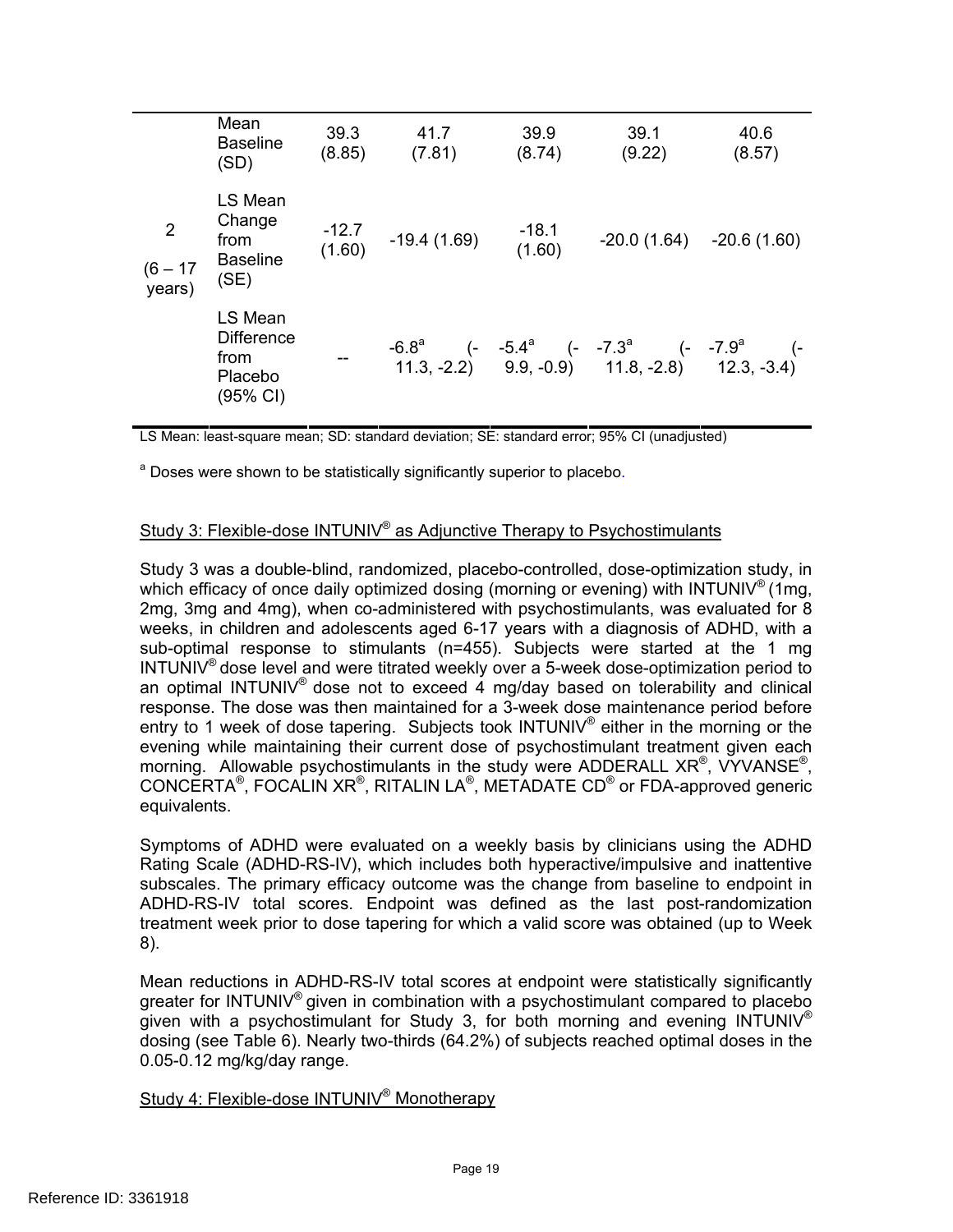| | | | | | | |
|---|---|---|---|---|---|---|
| 2 (6 – 17 years) | Mean Baseline (SD) | 39.3 (8.85) | 41.7 (7.81) | 39.9 (8.74) | 39.1 (9.22) | 40.6 (8.57) |
| | LS Mean Change from Baseline (SE) | -12.7 (1.60) | -19.4 (1.69) | -18.1 (1.60) | -20.0 (1.64) | -20.6 (1.60) |
| | LS Mean Difference from Placebo (95% CI) | -- | -6.8[a] (-11.3, -2.2) | -5.4[a] (-9.9, -0.9) | -7.3[a] (-11.8, -2.8) | -7.9[a] (-12.3, -3.4) |

LS Mean: least-square mean; SD: standard deviation; SE: standard error; 95% CI (unadjusted)

[a] Doses were shown to be statistically significantly superior to placebo.

Study 3: Flexible-dose INTUNIV® as Adjunctive Therapy to Psychostimulants

Study 3 was a double-blind, randomized, placebo-controlled, dose-optimization study, in which efficacy of once daily optimized dosing (morning or evening) with INTUNIV® (1mg, 2mg, 3mg and 4mg), when co-administered with psychostimulants, was evaluated for 8 weeks, in children and adolescents aged 6-17 years with a diagnosis of ADHD, with a sub-optimal response to stimulants (n=455). Subjects were started at the 1 mg INTUNIV® dose level and were titrated weekly over a 5-week dose-optimization period to an optimal INTUNIV® dose not to exceed 4 mg/day based on tolerability and clinical response. The dose was then maintained for a 3-week dose maintenance period before entry to 1 week of dose tapering. Subjects took INTUNIV® either in the morning or the evening while maintaining their current dose of psychostimulant treatment given each morning. Allowable psychostimulants in the study were ADDERALL XR®, VYVANSE®, CONCERTA®, FOCALIN XR®, RITALIN LA®, METADATE CD® or FDA-approved generic equivalents.

Symptoms of ADHD were evaluated on a weekly basis by clinicians using the ADHD Rating Scale (ADHD-RS-IV), which includes both hyperactive/impulsive and inattentive subscales. The primary efficacy outcome was the change from baseline to endpoint in ADHD-RS-IV total scores. Endpoint was defined as the last post-randomization treatment week prior to dose tapering for which a valid score was obtained (up to Week 8).

Mean reductions in ADHD-RS-IV total scores at endpoint were statistically significantly greater for INTUNIV® given in combination with a psychostimulant compared to placebo given with a psychostimulant for Study 3, for both morning and evening INTUNIV® dosing (see Table 6). Nearly two-thirds (64.2%) of subjects reached optimal doses in the 0.05-0.12 mg/kg/day range.

Study 4: Flexible-dose INTUNIV® Monotherapy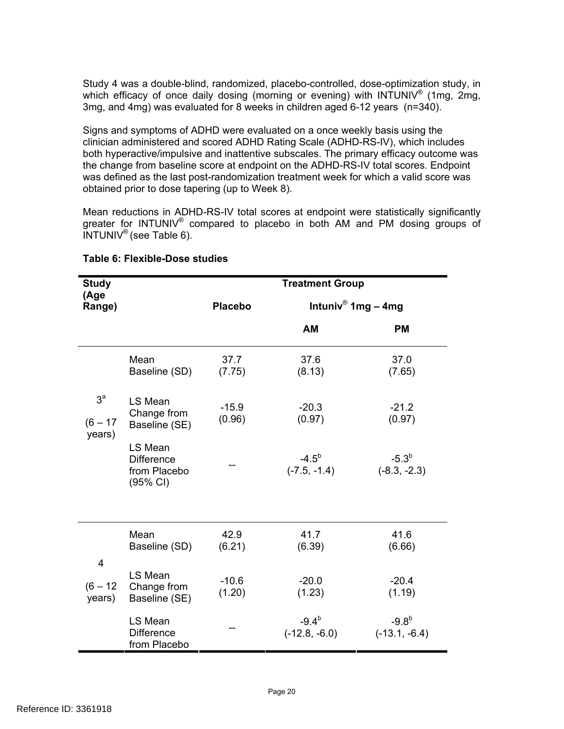Study 4 was a double-blind, randomized, placebo-controlled, dose-optimization study, in which efficacy of once daily dosing (morning or evening) with INTUNIV® (1mg, 2mg, 3mg, and 4mg) was evaluated for 8 weeks in children aged 6-12 years (n=340).

Signs and symptoms of ADHD were evaluated on a once weekly basis using the clinician administered and scored ADHD Rating Scale (ADHD-RS-IV), which includes both hyperactive/impulsive and inattentive subscales. The primary efficacy outcome was the change from baseline score at endpoint on the ADHD-RS-IV total scores. Endpoint was defined as the last post-randomization treatment week for which a valid score was obtained prior to dose tapering (up to Week 8).

Mean reductions in ADHD-RS-IV total scores at endpoint were statistically significantly greater for INTUNIV® compared to placebo in both AM and PM dosing groups of INTUNIV® (see Table 6).

**Table 6: Flexible-Dose studies**

| Study (Age Range) | | Treatment Group | | |
|---|---|---|---|---|
| | | Placebo | Intuniv® 1mg – 4mg | |
| | | | AM | PM |
| 3[a] (6 – 17 years) | Mean Baseline (SD) | 37.7 (7.75) | 37.6 (8.13) | 37.0 (7.65) |
| | LS Mean Change from Baseline (SE) | -15.9 (0.96) | -20.3 (0.97) | -21.2 (0.97) |
| | LS Mean Difference from Placebo (95% CI) | -- | -4.5[b] (-7.5, -1.4) | -5.3[b] (-8.3, -2.3) |
| 4 (6 – 12 years) | Mean Baseline (SD) | 42.9 (6.21) | 41.7 (6.39) | 41.6 (6.66) |
| | LS Mean Change from Baseline (SE) | -10.6 (1.20) | -20.0 (1.23) | -20.4 (1.19) |
| | LS Mean Difference from Placebo | -- | -9.4[b] (-12.8, -6.0) | -9.8[b] (-13.1, -6.4) |

Reference ID: 3361918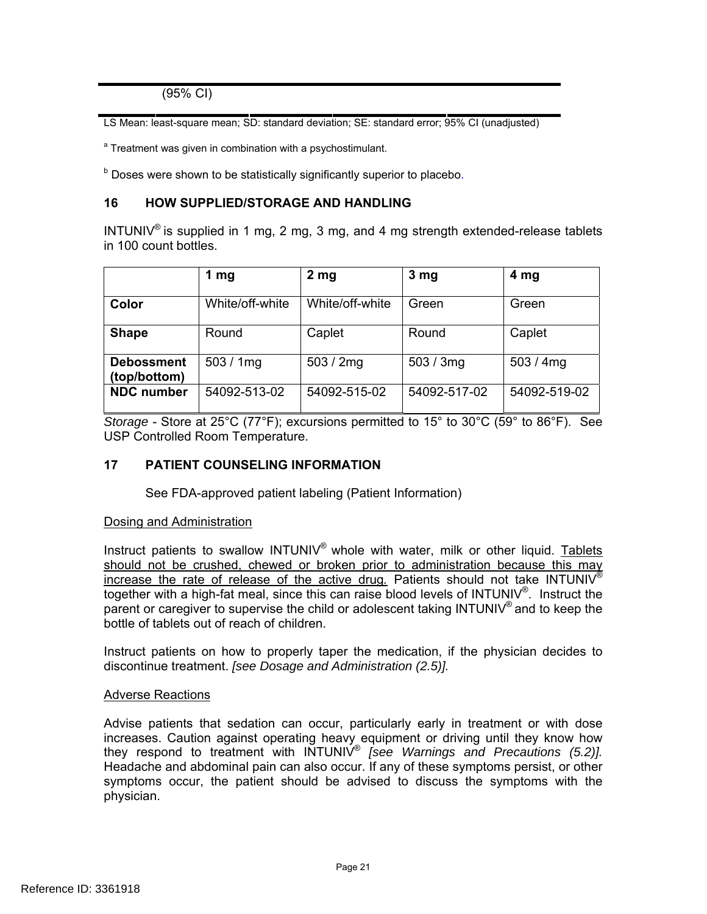| (95% CI) | | | | |
|---|---|---|---|---|

LS Mean: least-square mean; SD: standard deviation; SE: standard error; 95% CI (unadjusted)

[a] Treatment was given in combination with a psychostimulant.

[b] Doses were shown to be statistically significantly superior to placebo.

## 16 HOW SUPPLIED/STORAGE AND HANDLING

INTUNIV® is supplied in 1 mg, 2 mg, 3 mg, and 4 mg strength extended-release tablets in 100 count bottles.

| | 1 mg | 2 mg | 3 mg | 4 mg |
|---|---|---|---|---|
| **Color** | White/off-white | White/off-white | Green | Green |
| **Shape** | Round | Caplet | Round | Caplet |
| **Debossment (top/bottom)** | 503 / 1mg | 503 / 2mg | 503 / 3mg | 503 / 4mg |
| **NDC number** | 54092-513-02 | 54092-515-02 | 54092-517-02 | 54092-519-02 |

*Storage* - Store at 25°C (77°F); excursions permitted to 15° to 30°C (59° to 86°F). See USP Controlled Room Temperature.

## 17 PATIENT COUNSELING INFORMATION

See FDA-approved patient labeling (Patient Information)

Dosing and Administration

Instruct patients to swallow INTUNIV® whole with water, milk or other liquid. Tablets should not be crushed, chewed or broken prior to administration because this may increase the rate of release of the active drug. Patients should not take INTUNIV® together with a high-fat meal, since this can raise blood levels of INTUNIV®. Instruct the parent or caregiver to supervise the child or adolescent taking INTUNIV® and to keep the bottle of tablets out of reach of children.

Instruct patients on how to properly taper the medication, if the physician decides to discontinue treatment. *[see Dosage and Administration (2.5)].*

Adverse Reactions

Advise patients that sedation can occur, particularly early in treatment or with dose increases. Caution against operating heavy equipment or driving until they know how they respond to treatment with INTUNIV® *[see Warnings and Precautions (5.2)].* Headache and abdominal pain can also occur. If any of these symptoms persist, or other symptoms occur, the patient should be advised to discuss the symptoms with the physician.

Reference ID: 3361918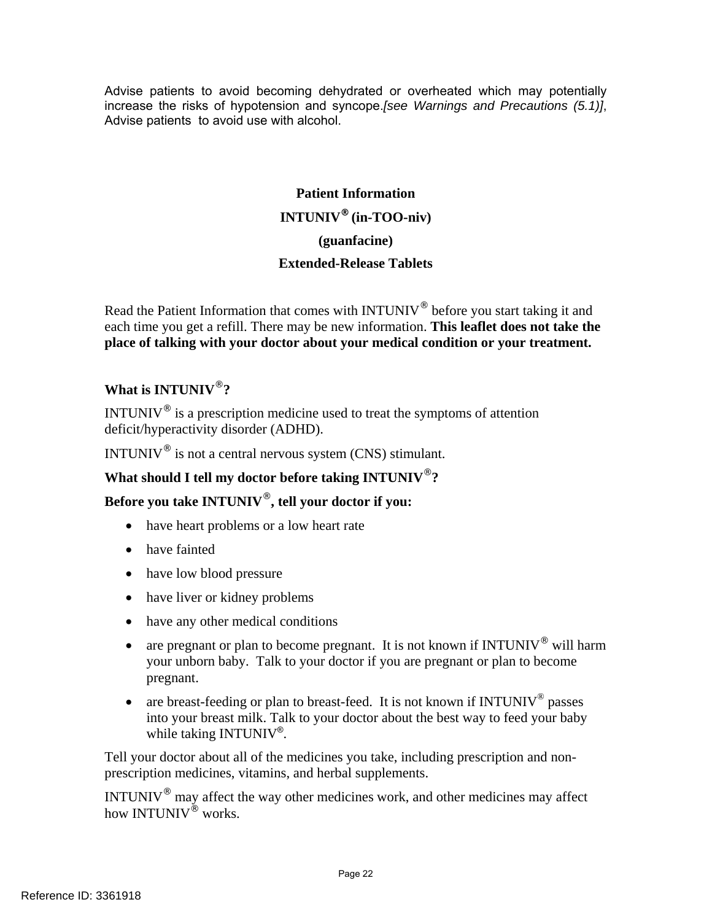Advise patients to avoid becoming dehydrated or overheated which may potentially increase the risks of hypotension and syncope.*[see Warnings and Precautions (5.1)]*, Advise patients to avoid use with alcohol.

**Patient Information**

**INTUNIV® (in-TOO-niv)**

**(guanfacine)**

**Extended-Release Tablets**

Read the Patient Information that comes with INTUNIV® before you start taking it and each time you get a refill. There may be new information. **This leaflet does not take the place of talking with your doctor about your medical condition or your treatment.**

**What is INTUNIV®?**

INTUNIV® is a prescription medicine used to treat the symptoms of attention deficit/hyperactivity disorder (ADHD).

INTUNIV® is not a central nervous system (CNS) stimulant.

**What should I tell my doctor before taking INTUNIV®?**

**Before you take INTUNIV®, tell your doctor if you:**

- have heart problems or a low heart rate
- have fainted
- have low blood pressure
- have liver or kidney problems
- have any other medical conditions
- are pregnant or plan to become pregnant. It is not known if INTUNIV® will harm your unborn baby. Talk to your doctor if you are pregnant or plan to become pregnant.
- are breast-feeding or plan to breast-feed. It is not known if INTUNIV® passes into your breast milk. Talk to your doctor about the best way to feed your baby while taking INTUNIV®.

Tell your doctor about all of the medicines you take, including prescription and non-prescription medicines, vitamins, and herbal supplements.

INTUNIV® may affect the way other medicines work, and other medicines may affect how INTUNIV® works.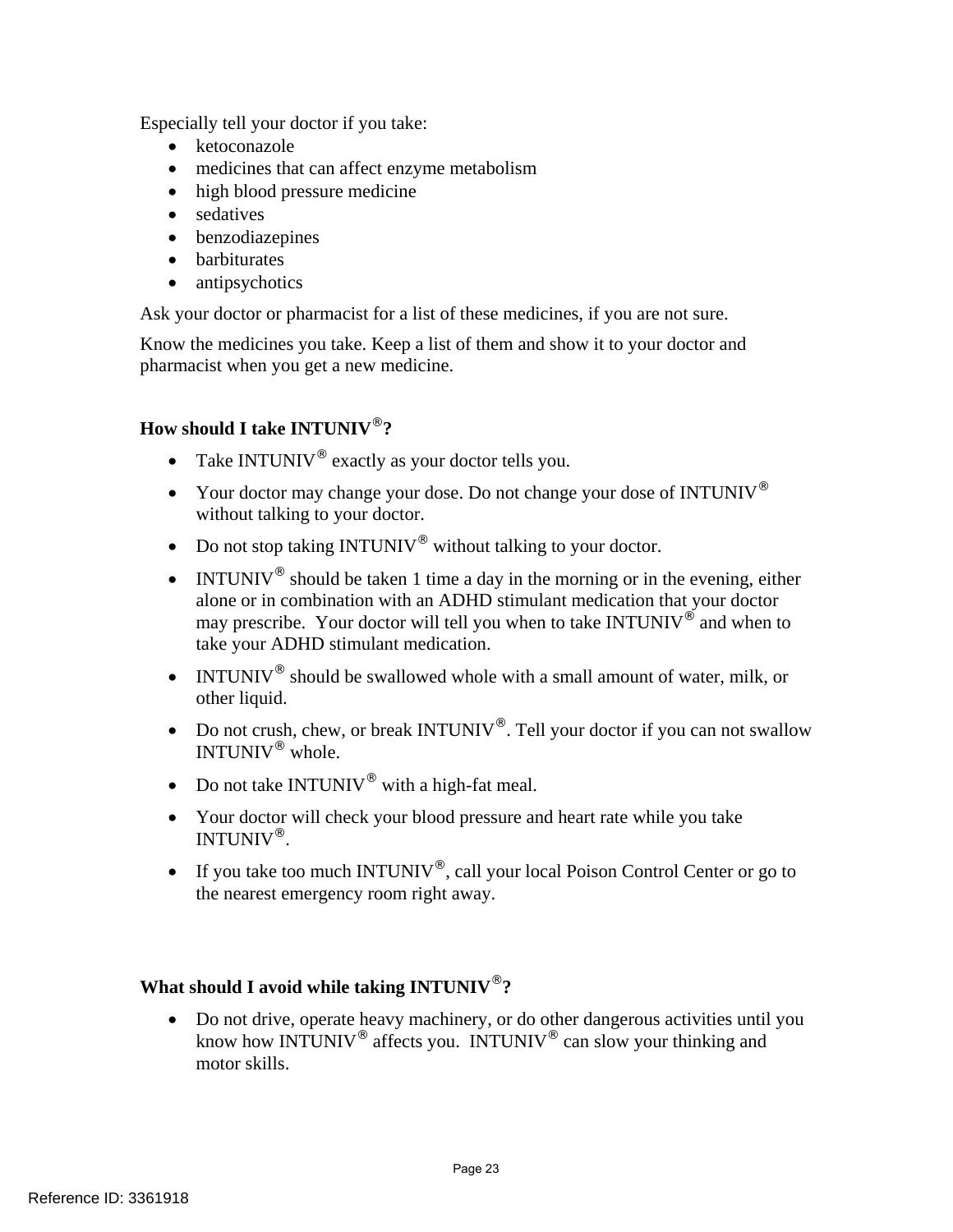Especially tell your doctor if you take:

- ketoconazole
- medicines that can affect enzyme metabolism
- high blood pressure medicine
- sedatives
- benzodiazepines
- barbiturates
- antipsychotics

Ask your doctor or pharmacist for a list of these medicines, if you are not sure.

Know the medicines you take. Keep a list of them and show it to your doctor and pharmacist when you get a new medicine.

**How should I take INTUNIV®?**

- Take INTUNIV® exactly as your doctor tells you.
- Your doctor may change your dose. Do not change your dose of INTUNIV® without talking to your doctor.
- Do not stop taking INTUNIV® without talking to your doctor.
- INTUNIV® should be taken 1 time a day in the morning or in the evening, either alone or in combination with an ADHD stimulant medication that your doctor may prescribe. Your doctor will tell you when to take INTUNIV® and when to take your ADHD stimulant medication.
- INTUNIV® should be swallowed whole with a small amount of water, milk, or other liquid.
- Do not crush, chew, or break INTUNIV®. Tell your doctor if you can not swallow INTUNIV® whole.
- Do not take INTUNIV® with a high-fat meal.
- Your doctor will check your blood pressure and heart rate while you take INTUNIV®.
- If you take too much INTUNIV®, call your local Poison Control Center or go to the nearest emergency room right away.

**What should I avoid while taking INTUNIV®?**

- Do not drive, operate heavy machinery, or do other dangerous activities until you know how INTUNIV® affects you. INTUNIV® can slow your thinking and motor skills.

Reference ID: 3361918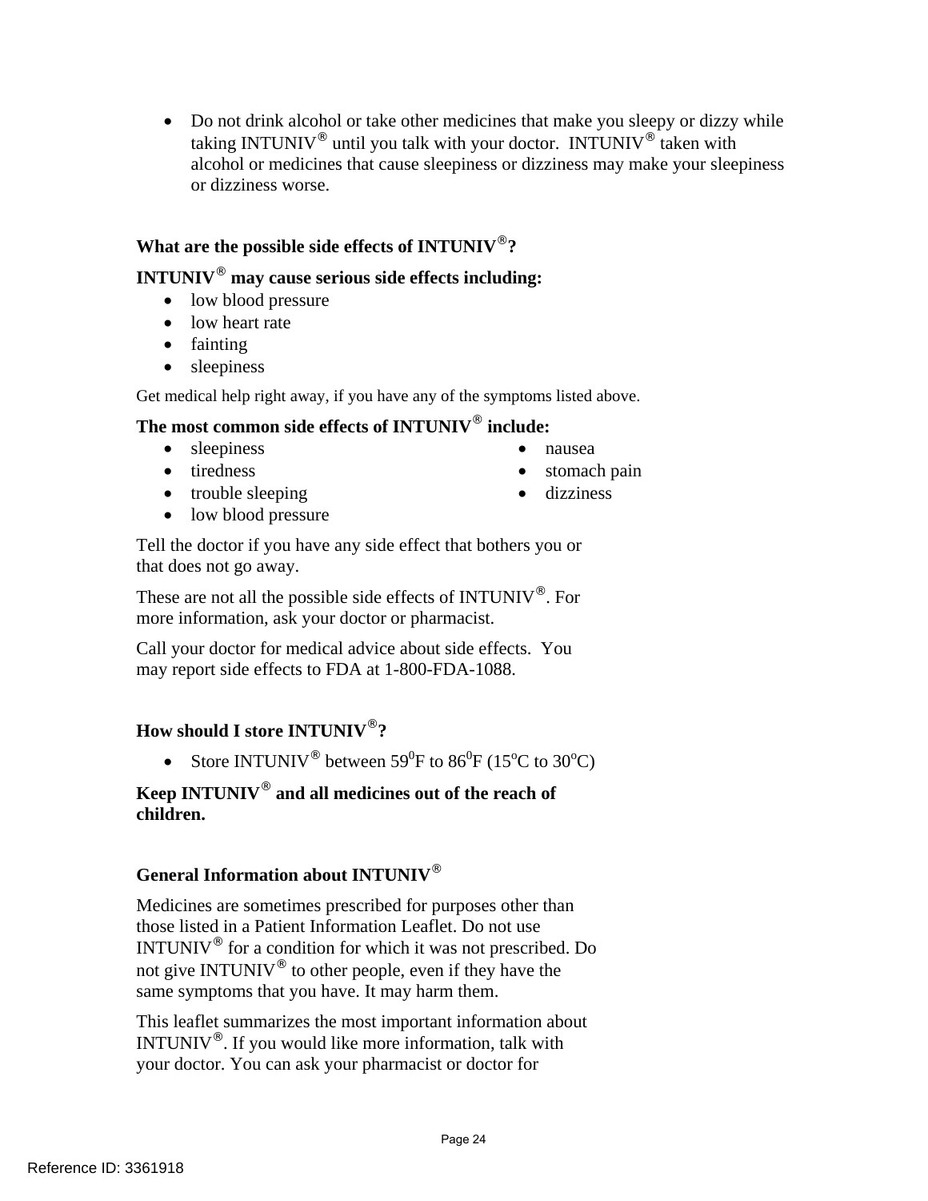- Do not drink alcohol or take other medicines that make you sleepy or dizzy while taking INTUNIV® until you talk with your doctor. INTUNIV® taken with alcohol or medicines that cause sleepiness or dizziness may make your sleepiness or dizziness worse.

**What are the possible side effects of INTUNIV®?**

**INTUNIV® may cause serious side effects including:**

- low blood pressure
- low heart rate
- fainting
- sleepiness

Get medical help right away, if you have any of the symptoms listed above.

**The most common side effects of INTUNIV® include:**

- sleepiness
- tiredness
- trouble sleeping
- low blood pressure
- nausea
- stomach pain
- dizziness

Tell the doctor if you have any side effect that bothers you or that does not go away.

These are not all the possible side effects of INTUNIV®. For more information, ask your doctor or pharmacist.

Call your doctor for medical advice about side effects. You may report side effects to FDA at 1-800-FDA-1088.

**How should I store INTUNIV®?**

- Store INTUNIV® between 59°F to 86°F (15°C to 30°C)

**Keep INTUNIV® and all medicines out of the reach of children.**

**General Information about INTUNIV®**

Medicines are sometimes prescribed for purposes other than those listed in a Patient Information Leaflet. Do not use INTUNIV® for a condition for which it was not prescribed. Do not give INTUNIV® to other people, even if they have the same symptoms that you have. It may harm them.

This leaflet summarizes the most important information about INTUNIV®. If you would like more information, talk with your doctor. You can ask your pharmacist or doctor for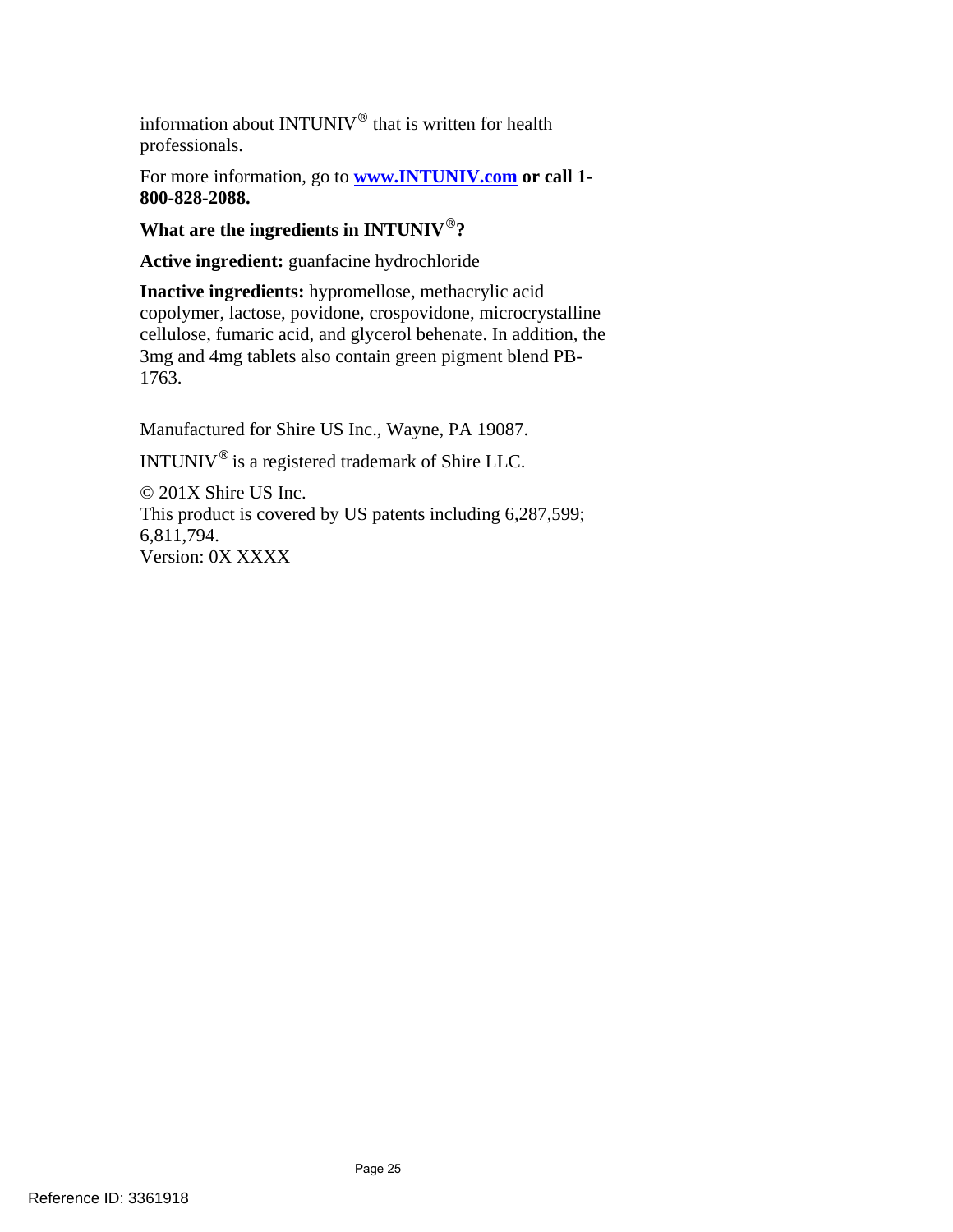information about INTUNIV® that is written for health professionals.

For more information, go to **www.INTUNIV.com or call 1-800-828-2088.**

**What are the ingredients in INTUNIV®?**

**Active ingredient:** guanfacine hydrochloride

**Inactive ingredients:** hypromellose, methacrylic acid copolymer, lactose, povidone, crospovidone, microcrystalline cellulose, fumaric acid, and glycerol behenate. In addition, the 3mg and 4mg tablets also contain green pigment blend PB-1763.

Manufactured for Shire US Inc., Wayne, PA 19087.

INTUNIV® is a registered trademark of Shire LLC.

© 201X Shire US Inc.
This product is covered by US patents including 6,287,599; 6,811,794.
Version: 0X XXXX

Reference ID: 3361918